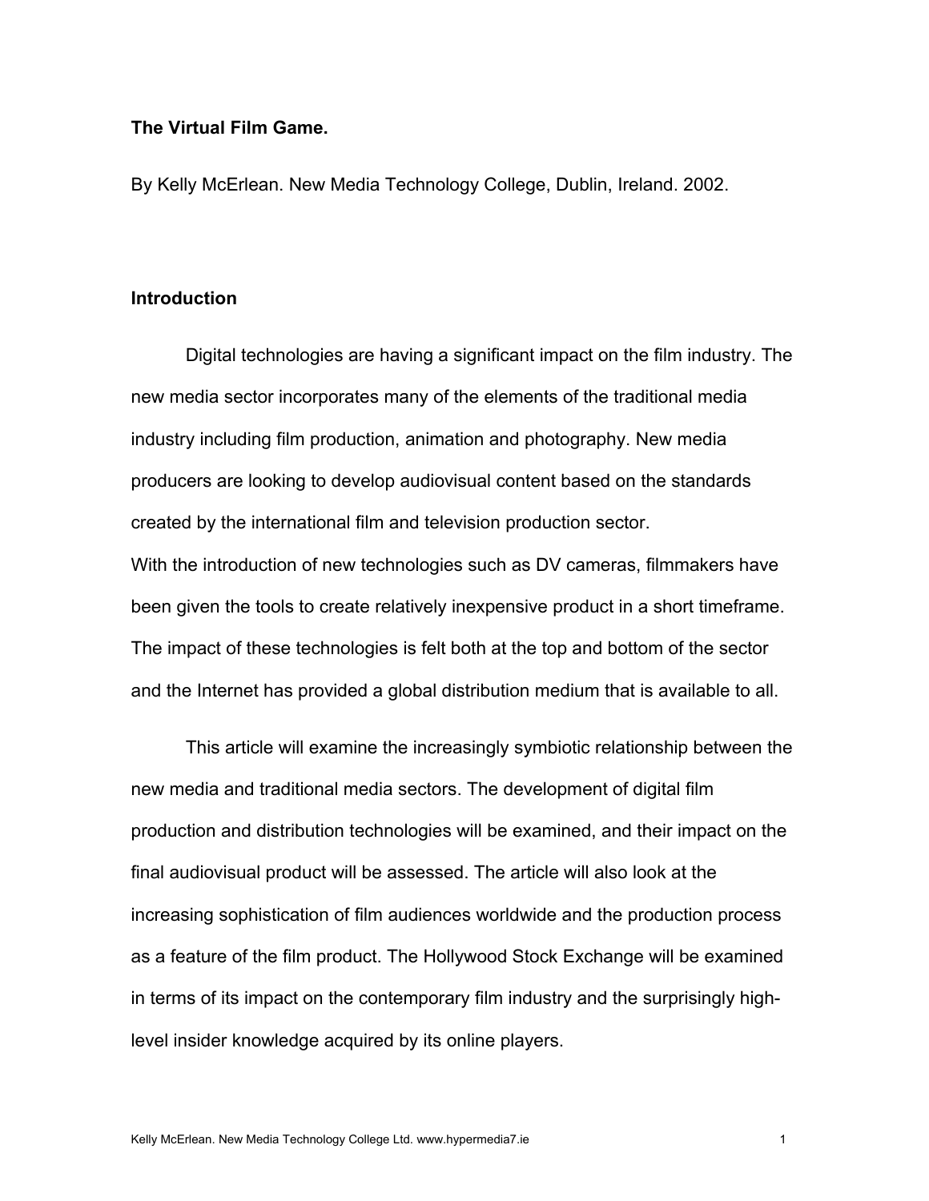# The Virtual Film Game.

By Kelly McErlean. New Media Technology College, Dublin, Ireland. 2002.

## Introduction

Digital technologies are having a significant impact on the film industry. The new media sector incorporates many of the elements of the traditional media industry including film production, animation and photography. New media producers are looking to develop audiovisual content based on the standards created by the international film and television production sector.
With the introduction of new technologies such as DV cameras, filmmakers have been given the tools to create relatively inexpensive product in a short timeframe. The impact of these technologies is felt both at the top and bottom of the sector and the Internet has provided a global distribution medium that is available to all.

This article will examine the increasingly symbiotic relationship between the new media and traditional media sectors. The development of digital film production and distribution technologies will be examined, and their impact on the final audiovisual product will be assessed. The article will also look at the increasing sophistication of film audiences worldwide and the production process as a feature of the film product. The Hollywood Stock Exchange will be examined in terms of its impact on the contemporary film industry and the surprisingly high-level insider knowledge acquired by its online players.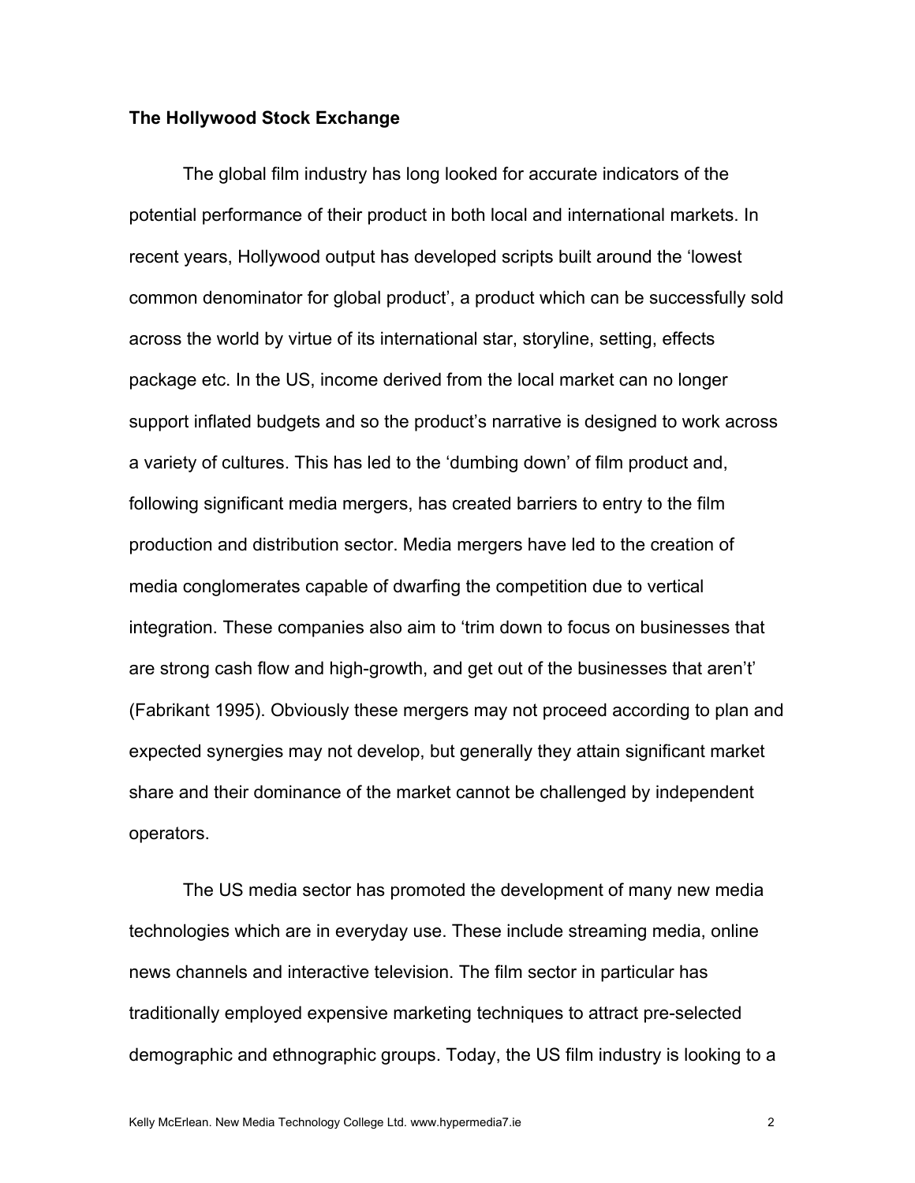**The Hollywood Stock Exchange**

The global film industry has long looked for accurate indicators of the potential performance of their product in both local and international markets. In recent years, Hollywood output has developed scripts built around the 'lowest common denominator for global product', a product which can be successfully sold across the world by virtue of its international star, storyline, setting, effects package etc. In the US, income derived from the local market can no longer support inflated budgets and so the product's narrative is designed to work across a variety of cultures. This has led to the 'dumbing down' of film product and, following significant media mergers, has created barriers to entry to the film production and distribution sector. Media mergers have led to the creation of media conglomerates capable of dwarfing the competition due to vertical integration. These companies also aim to 'trim down to focus on businesses that are strong cash flow and high-growth, and get out of the businesses that aren't' (Fabrikant 1995). Obviously these mergers may not proceed according to plan and expected synergies may not develop, but generally they attain significant market share and their dominance of the market cannot be challenged by independent operators.

The US media sector has promoted the development of many new media technologies which are in everyday use. These include streaming media, online news channels and interactive television. The film sector in particular has traditionally employed expensive marketing techniques to attract pre-selected demographic and ethnographic groups. Today, the US film industry is looking to a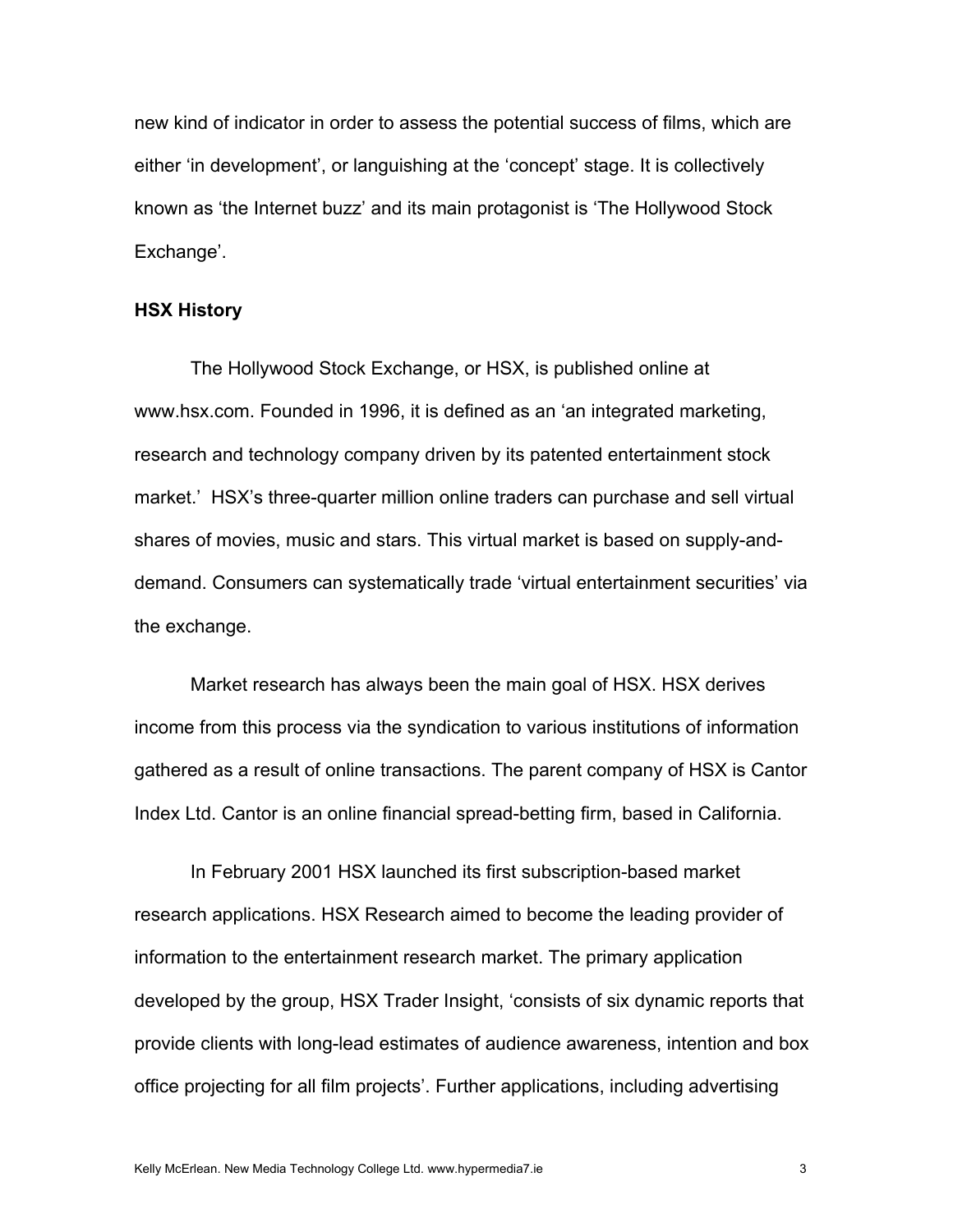new kind of indicator in order to assess the potential success of films, which are either 'in development', or languishing at the 'concept' stage. It is collectively known as 'the Internet buzz' and its main protagonist is 'The Hollywood Stock Exchange'.

**HSX History**

The Hollywood Stock Exchange, or HSX, is published online at www.hsx.com. Founded in 1996, it is defined as an 'an integrated marketing, research and technology company driven by its patented entertainment stock market.' HSX's three-quarter million online traders can purchase and sell virtual shares of movies, music and stars. This virtual market is based on supply-and-demand. Consumers can systematically trade 'virtual entertainment securities' via the exchange.

Market research has always been the main goal of HSX. HSX derives income from this process via the syndication to various institutions of information gathered as a result of online transactions. The parent company of HSX is Cantor Index Ltd. Cantor is an online financial spread-betting firm, based in California.

In February 2001 HSX launched its first subscription-based market research applications. HSX Research aimed to become the leading provider of information to the entertainment research market. The primary application developed by the group, HSX Trader Insight, 'consists of six dynamic reports that provide clients with long-lead estimates of audience awareness, intention and box office projecting for all film projects'. Further applications, including advertising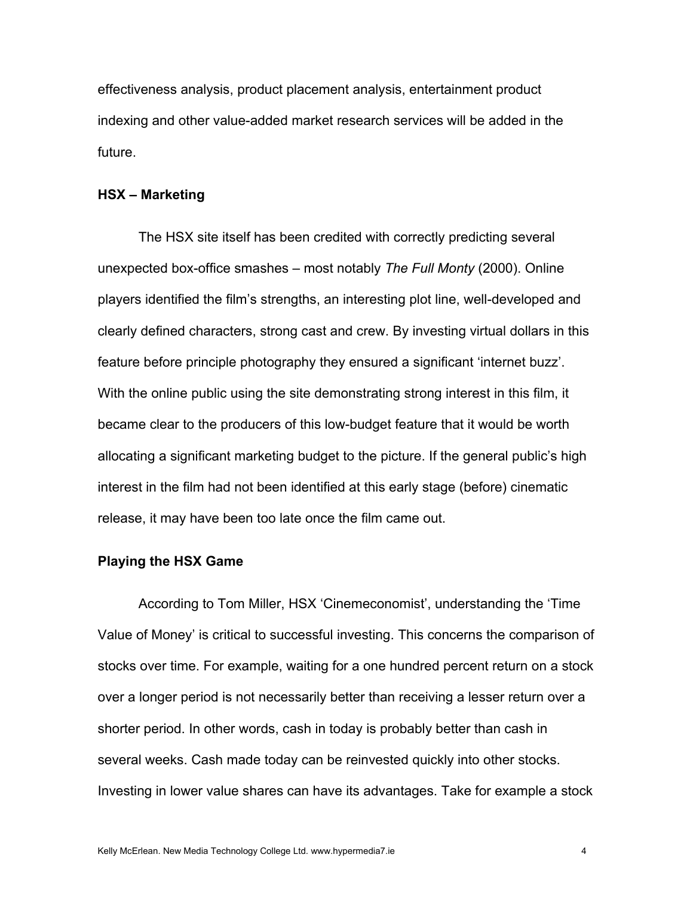effectiveness analysis, product placement analysis, entertainment product indexing and other value-added market research services will be added in the future.

## HSX – Marketing

The HSX site itself has been credited with correctly predicting several unexpected box-office smashes – most notably *The Full Monty* (2000). Online players identified the film's strengths, an interesting plot line, well-developed and clearly defined characters, strong cast and crew. By investing virtual dollars in this feature before principle photography they ensured a significant 'internet buzz'. With the online public using the site demonstrating strong interest in this film, it became clear to the producers of this low-budget feature that it would be worth allocating a significant marketing budget to the picture. If the general public's high interest in the film had not been identified at this early stage (before) cinematic release, it may have been too late once the film came out.

## Playing the HSX Game

According to Tom Miller, HSX 'Cinemeconomist', understanding the 'Time Value of Money' is critical to successful investing. This concerns the comparison of stocks over time. For example, waiting for a one hundred percent return on a stock over a longer period is not necessarily better than receiving a lesser return over a shorter period. In other words, cash in today is probably better than cash in several weeks. Cash made today can be reinvested quickly into other stocks. Investing in lower value shares can have its advantages. Take for example a stock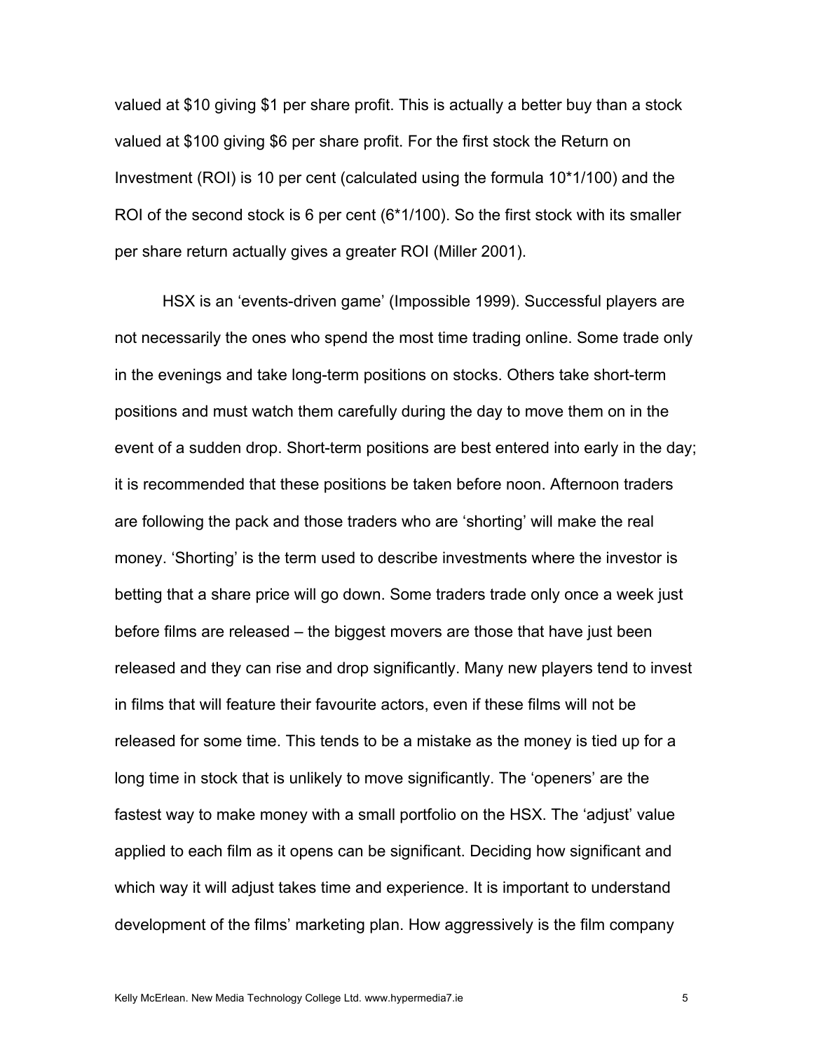valued at $10 giving $1 per share profit. This is actually a better buy than a stock valued at $100 giving $6 per share profit. For the first stock the Return on Investment (ROI) is 10 per cent (calculated using the formula 10*1/100) and the ROI of the second stock is 6 per cent (6*1/100). So the first stock with its smaller per share return actually gives a greater ROI (Miller 2001).

HSX is an ‘events-driven game’ (Impossible 1999). Successful players are not necessarily the ones who spend the most time trading online. Some trade only in the evenings and take long-term positions on stocks. Others take short-term positions and must watch them carefully during the day to move them on in the event of a sudden drop. Short-term positions are best entered into early in the day; it is recommended that these positions be taken before noon. Afternoon traders are following the pack and those traders who are ‘shorting’ will make the real money. ‘Shorting’ is the term used to describe investments where the investor is betting that a share price will go down. Some traders trade only once a week just before films are released – the biggest movers are those that have just been released and they can rise and drop significantly. Many new players tend to invest in films that will feature their favourite actors, even if these films will not be released for some time. This tends to be a mistake as the money is tied up for a long time in stock that is unlikely to move significantly. The ‘openers’ are the fastest way to make money with a small portfolio on the HSX. The ‘adjust’ value applied to each film as it opens can be significant. Deciding how significant and which way it will adjust takes time and experience. It is important to understand development of the films’ marketing plan. How aggressively is the film company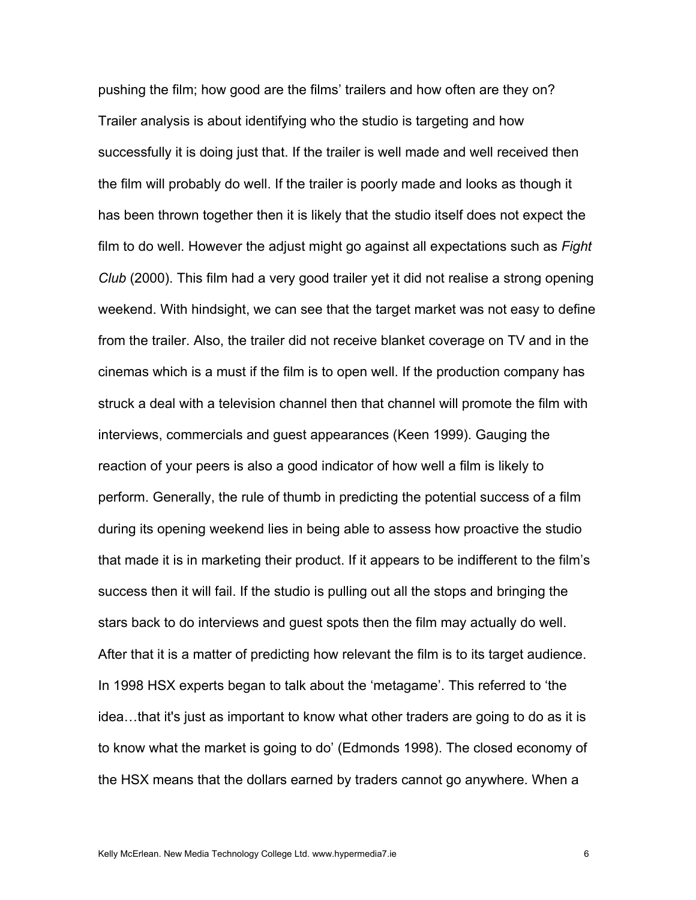pushing the film; how good are the films' trailers and how often are they on? Trailer analysis is about identifying who the studio is targeting and how successfully it is doing just that. If the trailer is well made and well received then the film will probably do well. If the trailer is poorly made and looks as though it has been thrown together then it is likely that the studio itself does not expect the film to do well. However the adjust might go against all expectations such as *Fight Club* (2000). This film had a very good trailer yet it did not realise a strong opening weekend. With hindsight, we can see that the target market was not easy to define from the trailer. Also, the trailer did not receive blanket coverage on TV and in the cinemas which is a must if the film is to open well. If the production company has struck a deal with a television channel then that channel will promote the film with interviews, commercials and guest appearances (Keen 1999). Gauging the reaction of your peers is also a good indicator of how well a film is likely to perform. Generally, the rule of thumb in predicting the potential success of a film during its opening weekend lies in being able to assess how proactive the studio that made it is in marketing their product. If it appears to be indifferent to the film's success then it will fail. If the studio is pulling out all the stops and bringing the stars back to do interviews and guest spots then the film may actually do well. After that it is a matter of predicting how relevant the film is to its target audience. In 1998 HSX experts began to talk about the 'metagame'. This referred to 'the idea…that it's just as important to know what other traders are going to do as it is to know what the market is going to do' (Edmonds 1998). The closed economy of the HSX means that the dollars earned by traders cannot go anywhere. When a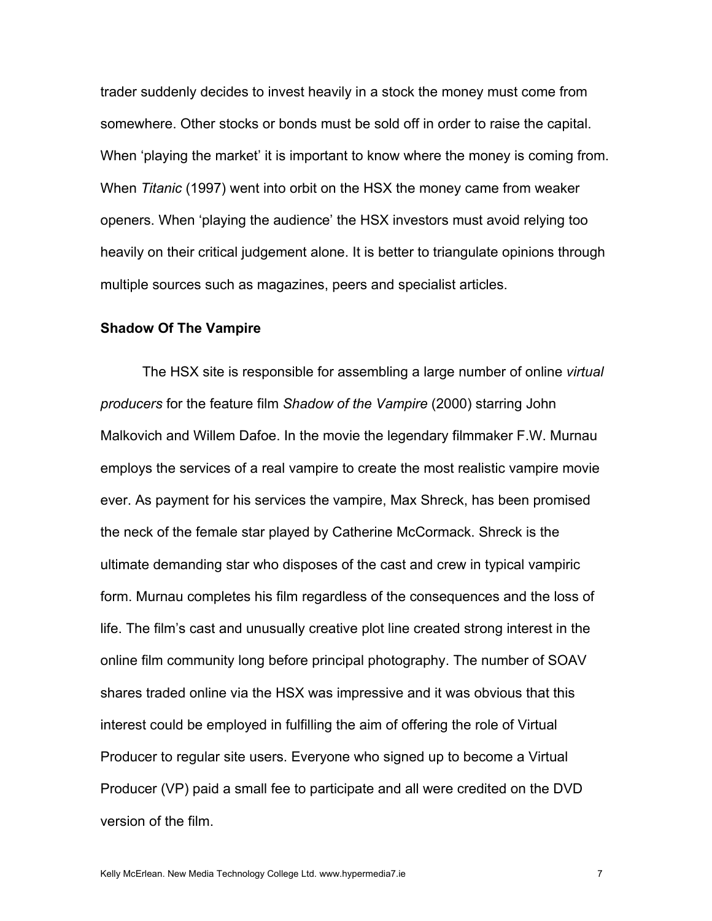trader suddenly decides to invest heavily in a stock the money must come from somewhere. Other stocks or bonds must be sold off in order to raise the capital. When 'playing the market' it is important to know where the money is coming from. When *Titanic* (1997) went into orbit on the HSX the money came from weaker openers. When 'playing the audience' the HSX investors must avoid relying too heavily on their critical judgement alone. It is better to triangulate opinions through multiple sources such as magazines, peers and specialist articles.

**Shadow Of The Vampire**

The HSX site is responsible for assembling a large number of online *virtual producers* for the feature film *Shadow of the Vampire* (2000) starring John Malkovich and Willem Dafoe. In the movie the legendary filmmaker F.W. Murnau employs the services of a real vampire to create the most realistic vampire movie ever. As payment for his services the vampire, Max Shreck, has been promised the neck of the female star played by Catherine McCormack. Shreck is the ultimate demanding star who disposes of the cast and crew in typical vampiric form. Murnau completes his film regardless of the consequences and the loss of life. The film's cast and unusually creative plot line created strong interest in the online film community long before principal photography. The number of SOAV shares traded online via the HSX was impressive and it was obvious that this interest could be employed in fulfilling the aim of offering the role of Virtual Producer to regular site users. Everyone who signed up to become a Virtual Producer (VP) paid a small fee to participate and all were credited on the DVD version of the film.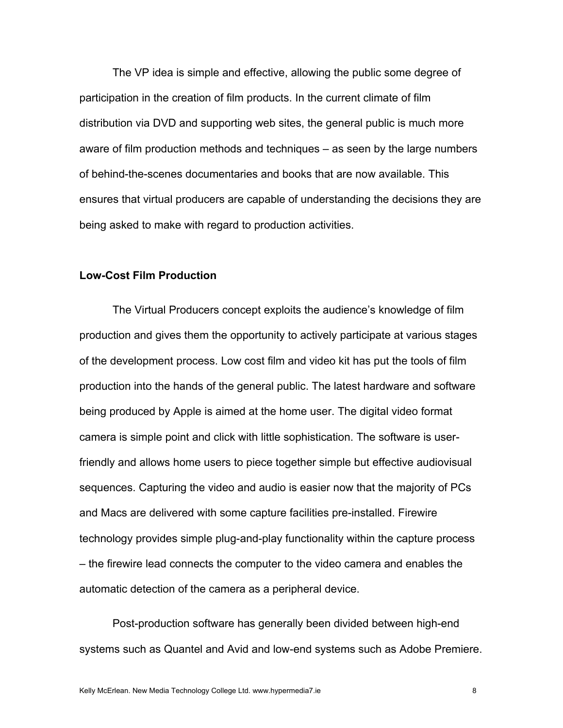The VP idea is simple and effective, allowing the public some degree of participation in the creation of film products. In the current climate of film distribution via DVD and supporting web sites, the general public is much more aware of film production methods and techniques – as seen by the large numbers of behind-the-scenes documentaries and books that are now available. This ensures that virtual producers are capable of understanding the decisions they are being asked to make with regard to production activities.

**Low-Cost Film Production**

The Virtual Producers concept exploits the audience's knowledge of film production and gives them the opportunity to actively participate at various stages of the development process. Low cost film and video kit has put the tools of film production into the hands of the general public. The latest hardware and software being produced by Apple is aimed at the home user. The digital video format camera is simple point and click with little sophistication. The software is user-friendly and allows home users to piece together simple but effective audiovisual sequences. Capturing the video and audio is easier now that the majority of PCs and Macs are delivered with some capture facilities pre-installed. Firewire technology provides simple plug-and-play functionality within the capture process – the firewire lead connects the computer to the video camera and enables the automatic detection of the camera as a peripheral device.

Post-production software has generally been divided between high-end systems such as Quantel and Avid and low-end systems such as Adobe Premiere.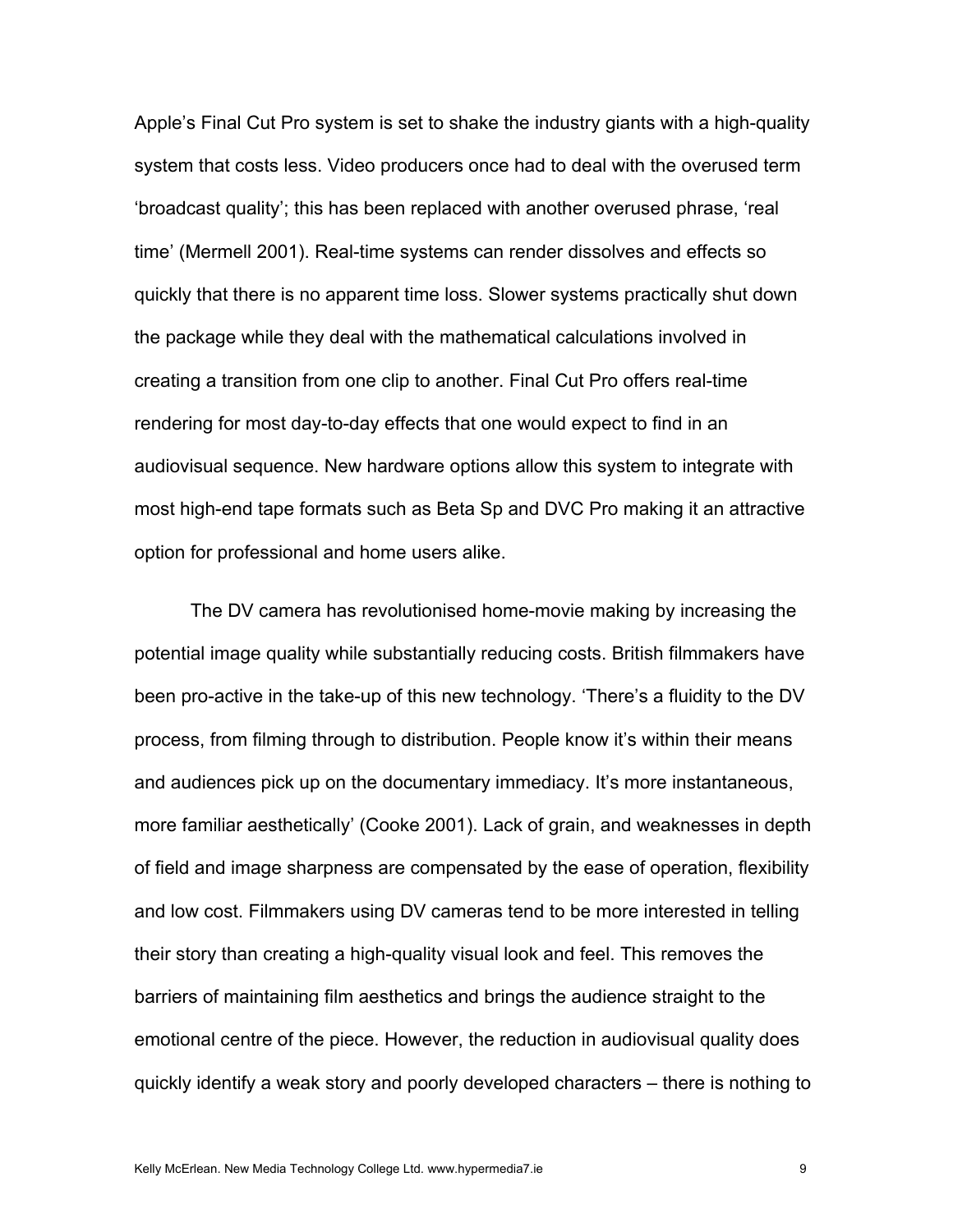Apple's Final Cut Pro system is set to shake the industry giants with a high-quality system that costs less. Video producers once had to deal with the overused term 'broadcast quality'; this has been replaced with another overused phrase, 'real time' (Mermell 2001). Real-time systems can render dissolves and effects so quickly that there is no apparent time loss. Slower systems practically shut down the package while they deal with the mathematical calculations involved in creating a transition from one clip to another. Final Cut Pro offers real-time rendering for most day-to-day effects that one would expect to find in an audiovisual sequence. New hardware options allow this system to integrate with most high-end tape formats such as Beta Sp and DVC Pro making it an attractive option for professional and home users alike.

The DV camera has revolutionised home-movie making by increasing the potential image quality while substantially reducing costs. British filmmakers have been pro-active in the take-up of this new technology. 'There's a fluidity to the DV process, from filming through to distribution. People know it's within their means and audiences pick up on the documentary immediacy. It's more instantaneous, more familiar aesthetically' (Cooke 2001). Lack of grain, and weaknesses in depth of field and image sharpness are compensated by the ease of operation, flexibility and low cost. Filmmakers using DV cameras tend to be more interested in telling their story than creating a high-quality visual look and feel. This removes the barriers of maintaining film aesthetics and brings the audience straight to the emotional centre of the piece. However, the reduction in audiovisual quality does quickly identify a weak story and poorly developed characters – there is nothing to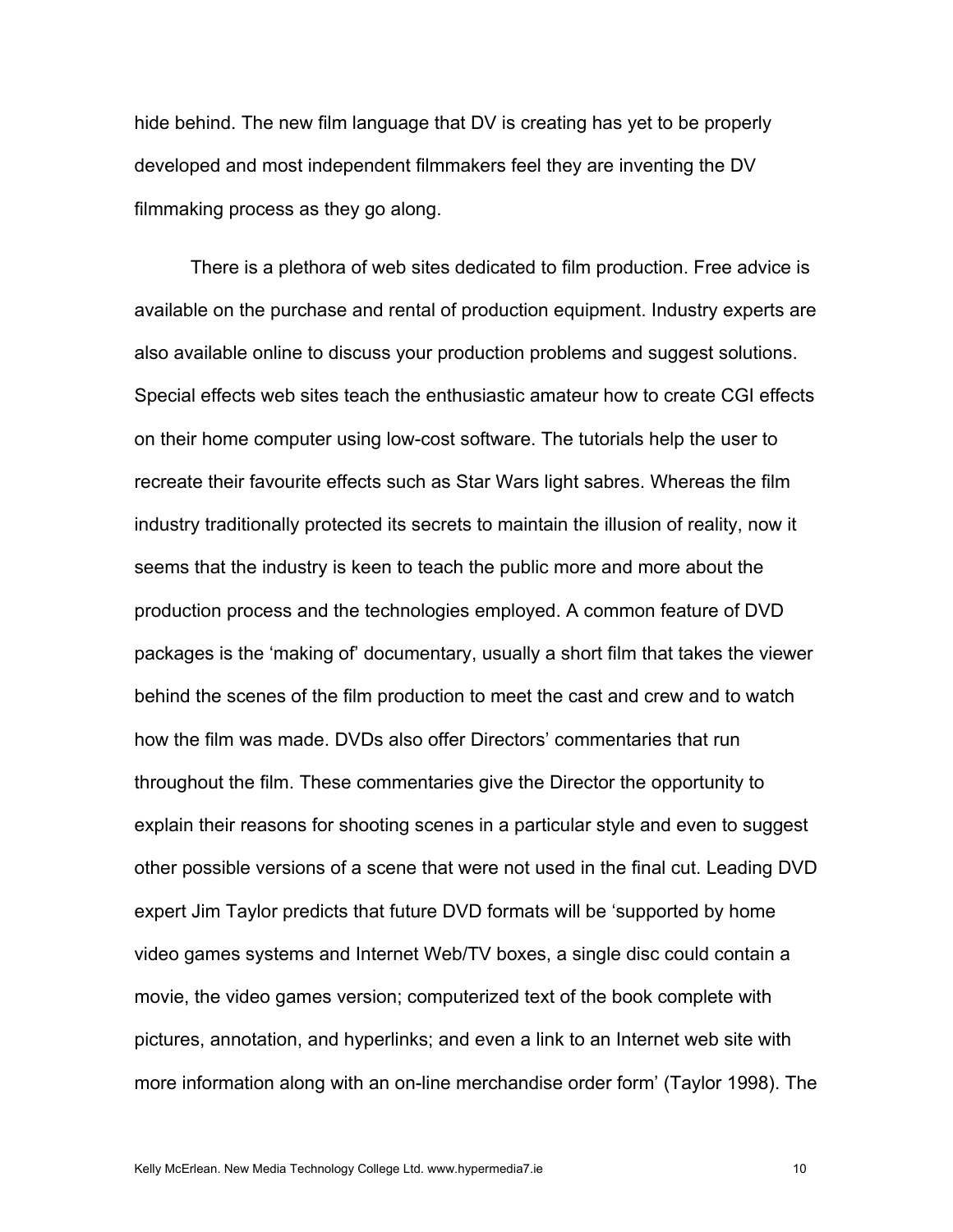hide behind. The new film language that DV is creating has yet to be properly developed and most independent filmmakers feel they are inventing the DV filmmaking process as they go along.

There is a plethora of web sites dedicated to film production. Free advice is available on the purchase and rental of production equipment. Industry experts are also available online to discuss your production problems and suggest solutions. Special effects web sites teach the enthusiastic amateur how to create CGI effects on their home computer using low-cost software. The tutorials help the user to recreate their favourite effects such as Star Wars light sabres. Whereas the film industry traditionally protected its secrets to maintain the illusion of reality, now it seems that the industry is keen to teach the public more and more about the production process and the technologies employed. A common feature of DVD packages is the 'making of' documentary, usually a short film that takes the viewer behind the scenes of the film production to meet the cast and crew and to watch how the film was made. DVDs also offer Directors' commentaries that run throughout the film. These commentaries give the Director the opportunity to explain their reasons for shooting scenes in a particular style and even to suggest other possible versions of a scene that were not used in the final cut. Leading DVD expert Jim Taylor predicts that future DVD formats will be 'supported by home video games systems and Internet Web/TV boxes, a single disc could contain a movie, the video games version; computerized text of the book complete with pictures, annotation, and hyperlinks; and even a link to an Internet web site with more information along with an on-line merchandise order form' (Taylor 1998). The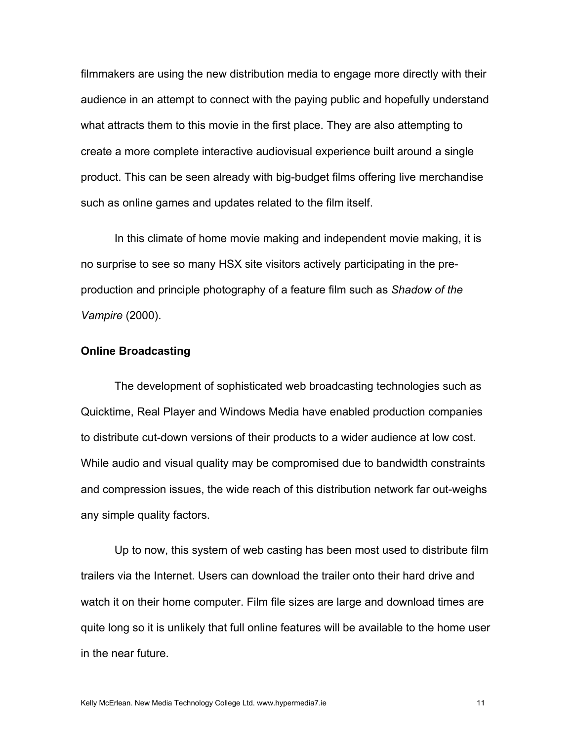filmmakers are using the new distribution media to engage more directly with their audience in an attempt to connect with the paying public and hopefully understand what attracts them to this movie in the first place. They are also attempting to create a more complete interactive audiovisual experience built around a single product. This can be seen already with big-budget films offering live merchandise such as online games and updates related to the film itself.

In this climate of home movie making and independent movie making, it is no surprise to see so many HSX site visitors actively participating in the pre-production and principle photography of a feature film such as *Shadow of the Vampire* (2000).

**Online Broadcasting**

The development of sophisticated web broadcasting technologies such as Quicktime, Real Player and Windows Media have enabled production companies to distribute cut-down versions of their products to a wider audience at low cost. While audio and visual quality may be compromised due to bandwidth constraints and compression issues, the wide reach of this distribution network far out-weighs any simple quality factors.

Up to now, this system of web casting has been most used to distribute film trailers via the Internet. Users can download the trailer onto their hard drive and watch it on their home computer. Film file sizes are large and download times are quite long so it is unlikely that full online features will be available to the home user in the near future.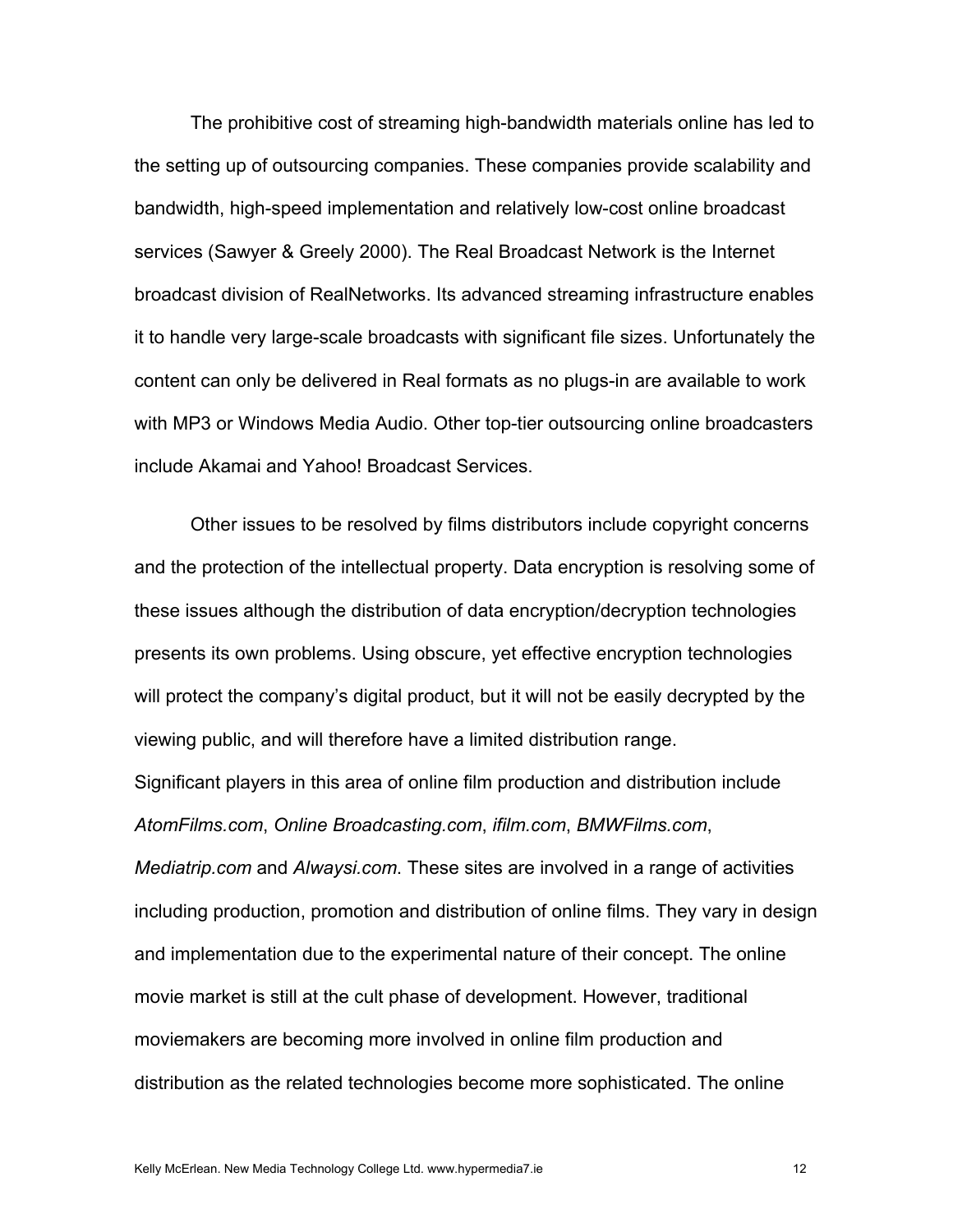The prohibitive cost of streaming high-bandwidth materials online has led to the setting up of outsourcing companies. These companies provide scalability and bandwidth, high-speed implementation and relatively low-cost online broadcast services (Sawyer & Greely 2000). The Real Broadcast Network is the Internet broadcast division of RealNetworks. Its advanced streaming infrastructure enables it to handle very large-scale broadcasts with significant file sizes. Unfortunately the content can only be delivered in Real formats as no plugs-in are available to work with MP3 or Windows Media Audio. Other top-tier outsourcing online broadcasters include Akamai and Yahoo! Broadcast Services.

Other issues to be resolved by films distributors include copyright concerns and the protection of the intellectual property. Data encryption is resolving some of these issues although the distribution of data encryption/decryption technologies presents its own problems. Using obscure, yet effective encryption technologies will protect the company's digital product, but it will not be easily decrypted by the viewing public, and will therefore have a limited distribution range.

Significant players in this area of online film production and distribution include *AtomFilms.com*, *Online Broadcasting.com*, *ifilm.com*, *BMWFilms.com*, *Mediatrip.com* and *Alwaysi.com*. These sites are involved in a range of activities including production, promotion and distribution of online films. They vary in design and implementation due to the experimental nature of their concept. The online movie market is still at the cult phase of development. However, traditional moviemakers are becoming more involved in online film production and distribution as the related technologies become more sophisticated. The online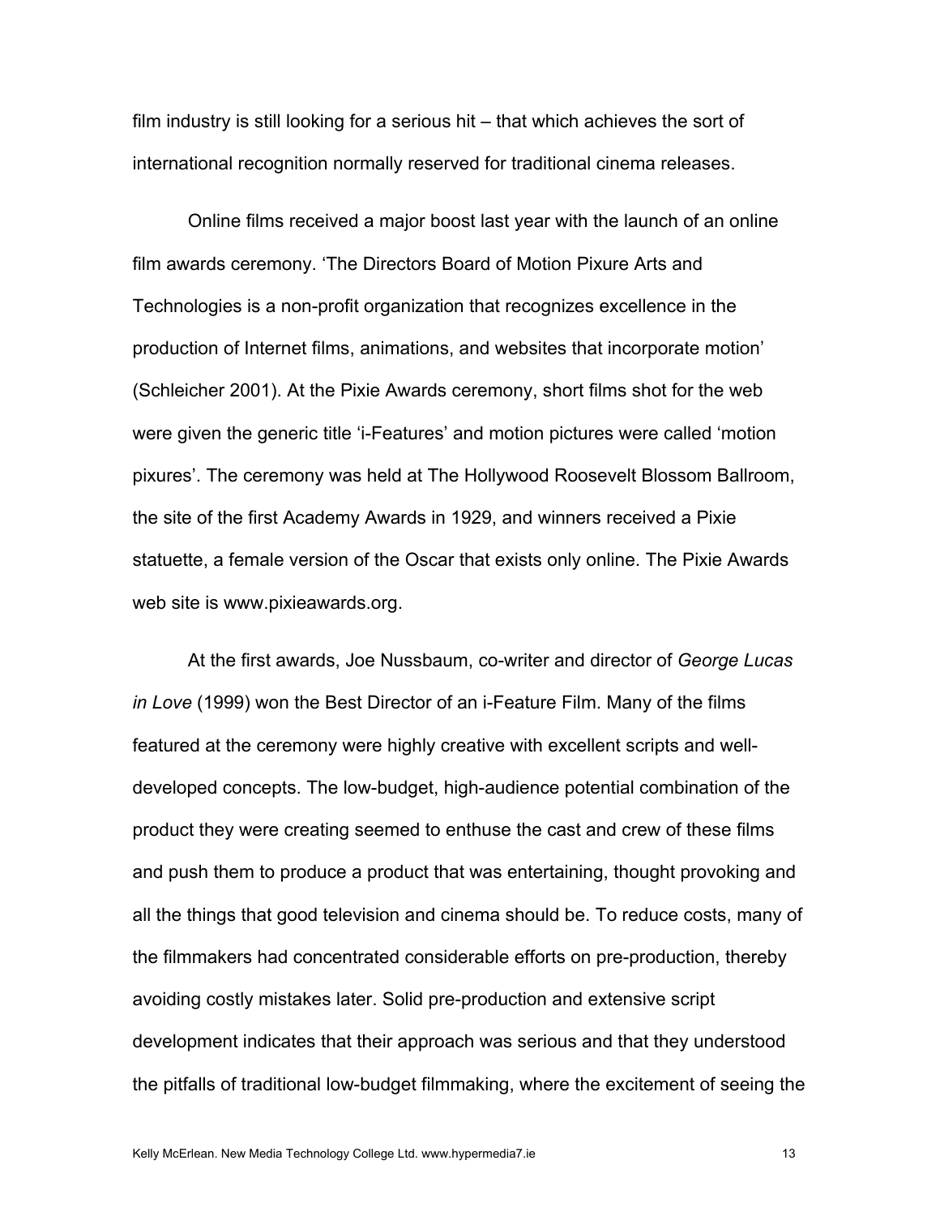film industry is still looking for a serious hit – that which achieves the sort of international recognition normally reserved for traditional cinema releases.

Online films received a major boost last year with the launch of an online film awards ceremony. 'The Directors Board of Motion Pixure Arts and Technologies is a non-profit organization that recognizes excellence in the production of Internet films, animations, and websites that incorporate motion' (Schleicher 2001). At the Pixie Awards ceremony, short films shot for the web were given the generic title 'i-Features' and motion pictures were called 'motion pixures'. The ceremony was held at The Hollywood Roosevelt Blossom Ballroom, the site of the first Academy Awards in 1929, and winners received a Pixie statuette, a female version of the Oscar that exists only online. The Pixie Awards web site is www.pixieawards.org.

At the first awards, Joe Nussbaum, co-writer and director of *George Lucas in Love* (1999) won the Best Director of an i-Feature Film. Many of the films featured at the ceremony were highly creative with excellent scripts and well-developed concepts. The low-budget, high-audience potential combination of the product they were creating seemed to enthuse the cast and crew of these films and push them to produce a product that was entertaining, thought provoking and all the things that good television and cinema should be. To reduce costs, many of the filmmakers had concentrated considerable efforts on pre-production, thereby avoiding costly mistakes later. Solid pre-production and extensive script development indicates that their approach was serious and that they understood the pitfalls of traditional low-budget filmmaking, where the excitement of seeing the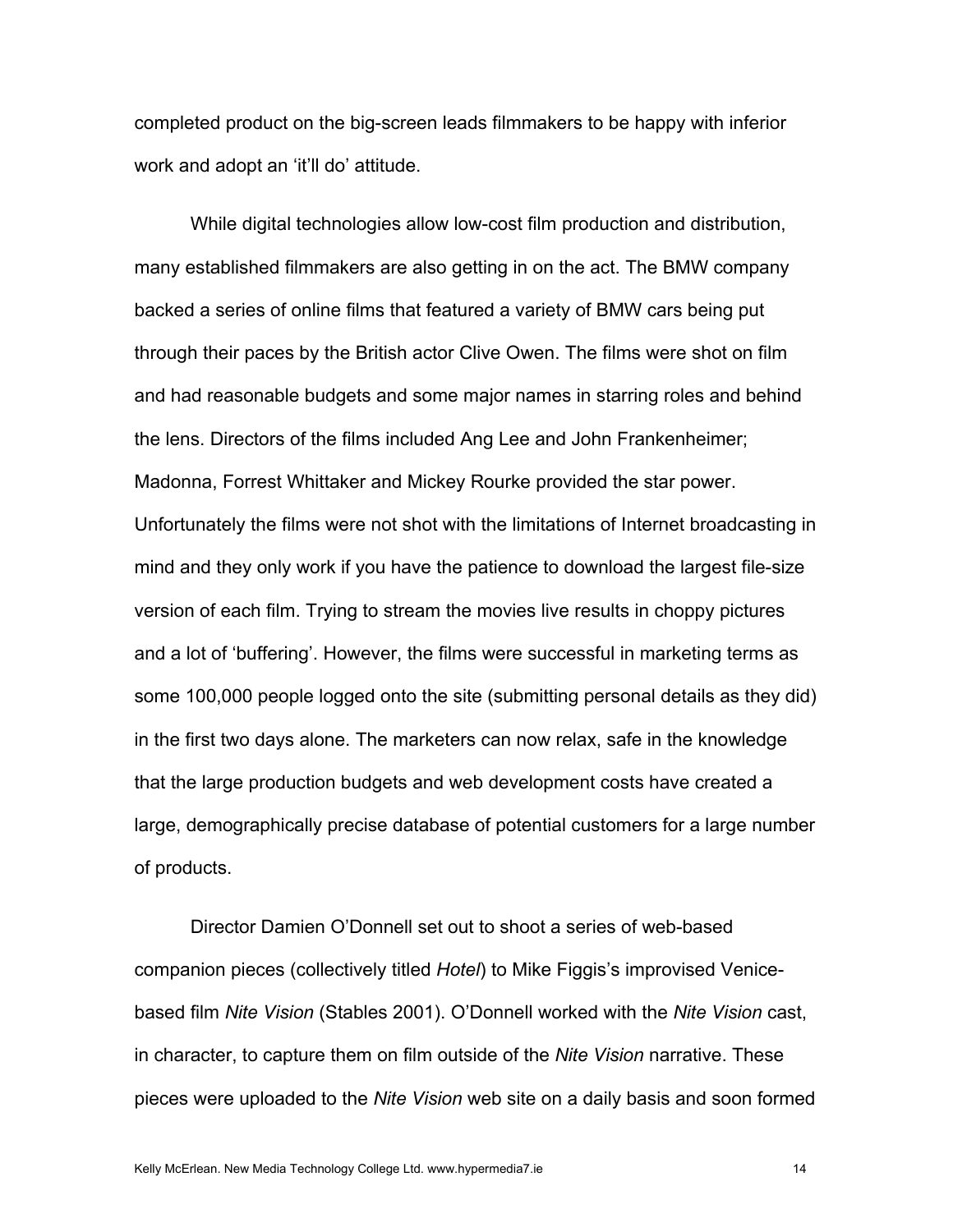completed product on the big-screen leads filmmakers to be happy with inferior work and adopt an 'it'll do' attitude.

While digital technologies allow low-cost film production and distribution, many established filmmakers are also getting in on the act. The BMW company backed a series of online films that featured a variety of BMW cars being put through their paces by the British actor Clive Owen. The films were shot on film and had reasonable budgets and some major names in starring roles and behind the lens. Directors of the films included Ang Lee and John Frankenheimer; Madonna, Forrest Whittaker and Mickey Rourke provided the star power. Unfortunately the films were not shot with the limitations of Internet broadcasting in mind and they only work if you have the patience to download the largest file-size version of each film. Trying to stream the movies live results in choppy pictures and a lot of 'buffering'. However, the films were successful in marketing terms as some 100,000 people logged onto the site (submitting personal details as they did) in the first two days alone. The marketers can now relax, safe in the knowledge that the large production budgets and web development costs have created a large, demographically precise database of potential customers for a large number of products.

Director Damien O'Donnell set out to shoot a series of web-based companion pieces (collectively titled *Hotel*) to Mike Figgis's improvised Venice-based film *Nite Vision* (Stables 2001). O'Donnell worked with the *Nite Vision* cast, in character, to capture them on film outside of the *Nite Vision* narrative. These pieces were uploaded to the *Nite Vision* web site on a daily basis and soon formed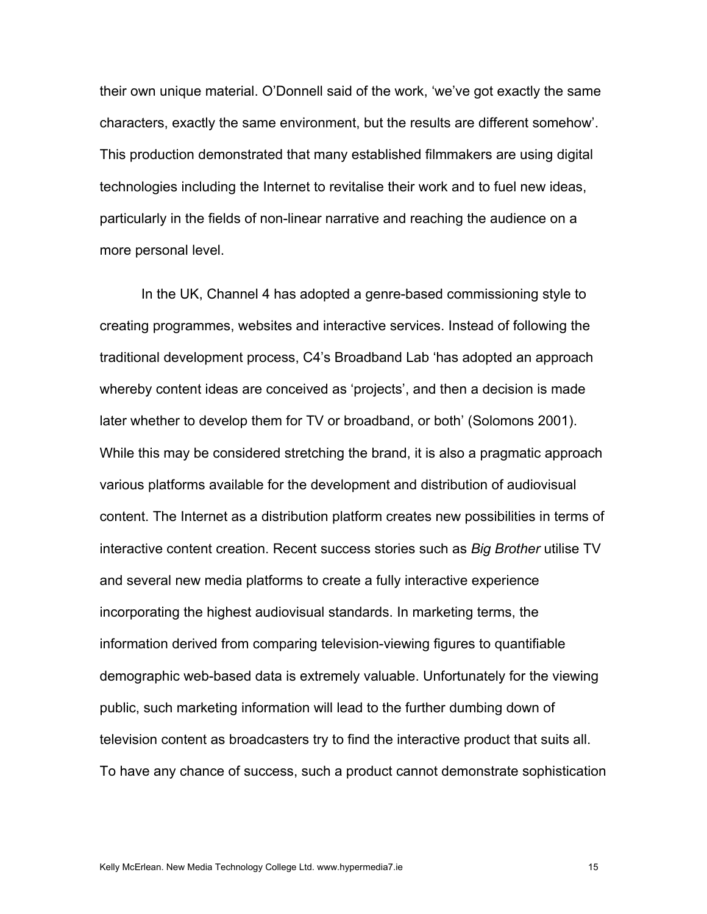their own unique material. O'Donnell said of the work, 'we've got exactly the same characters, exactly the same environment, but the results are different somehow'. This production demonstrated that many established filmmakers are using digital technologies including the Internet to revitalise their work and to fuel new ideas, particularly in the fields of non-linear narrative and reaching the audience on a more personal level.

In the UK, Channel 4 has adopted a genre-based commissioning style to creating programmes, websites and interactive services. Instead of following the traditional development process, C4's Broadband Lab 'has adopted an approach whereby content ideas are conceived as 'projects', and then a decision is made later whether to develop them for TV or broadband, or both' (Solomons 2001). While this may be considered stretching the brand, it is also a pragmatic approach various platforms available for the development and distribution of audiovisual content. The Internet as a distribution platform creates new possibilities in terms of interactive content creation. Recent success stories such as *Big Brother* utilise TV and several new media platforms to create a fully interactive experience incorporating the highest audiovisual standards. In marketing terms, the information derived from comparing television-viewing figures to quantifiable demographic web-based data is extremely valuable. Unfortunately for the viewing public, such marketing information will lead to the further dumbing down of television content as broadcasters try to find the interactive product that suits all. To have any chance of success, such a product cannot demonstrate sophistication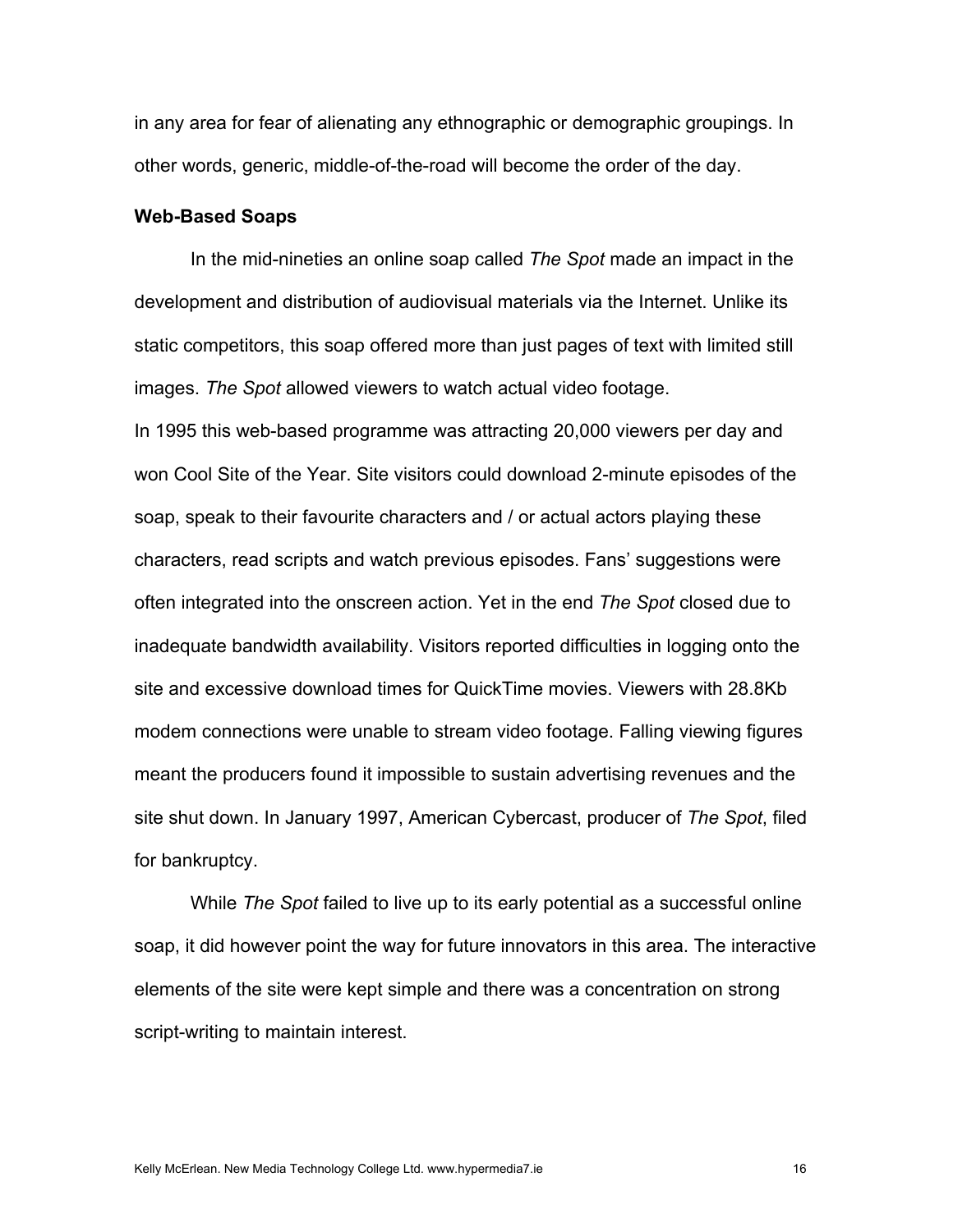in any area for fear of alienating any ethnographic or demographic groupings. In other words, generic, middle-of-the-road will become the order of the day.

**Web-Based Soaps**

In the mid-nineties an online soap called *The Spot* made an impact in the development and distribution of audiovisual materials via the Internet. Unlike its static competitors, this soap offered more than just pages of text with limited still images. *The Spot* allowed viewers to watch actual video footage.

In 1995 this web-based programme was attracting 20,000 viewers per day and won Cool Site of the Year. Site visitors could download 2-minute episodes of the soap, speak to their favourite characters and / or actual actors playing these characters, read scripts and watch previous episodes. Fans' suggestions were often integrated into the onscreen action. Yet in the end *The Spot* closed due to inadequate bandwidth availability. Visitors reported difficulties in logging onto the site and excessive download times for QuickTime movies. Viewers with 28.8Kb modem connections were unable to stream video footage. Falling viewing figures meant the producers found it impossible to sustain advertising revenues and the site shut down. In January 1997, American Cybercast, producer of *The Spot*, filed for bankruptcy.

While *The Spot* failed to live up to its early potential as a successful online soap, it did however point the way for future innovators in this area. The interactive elements of the site were kept simple and there was a concentration on strong script-writing to maintain interest.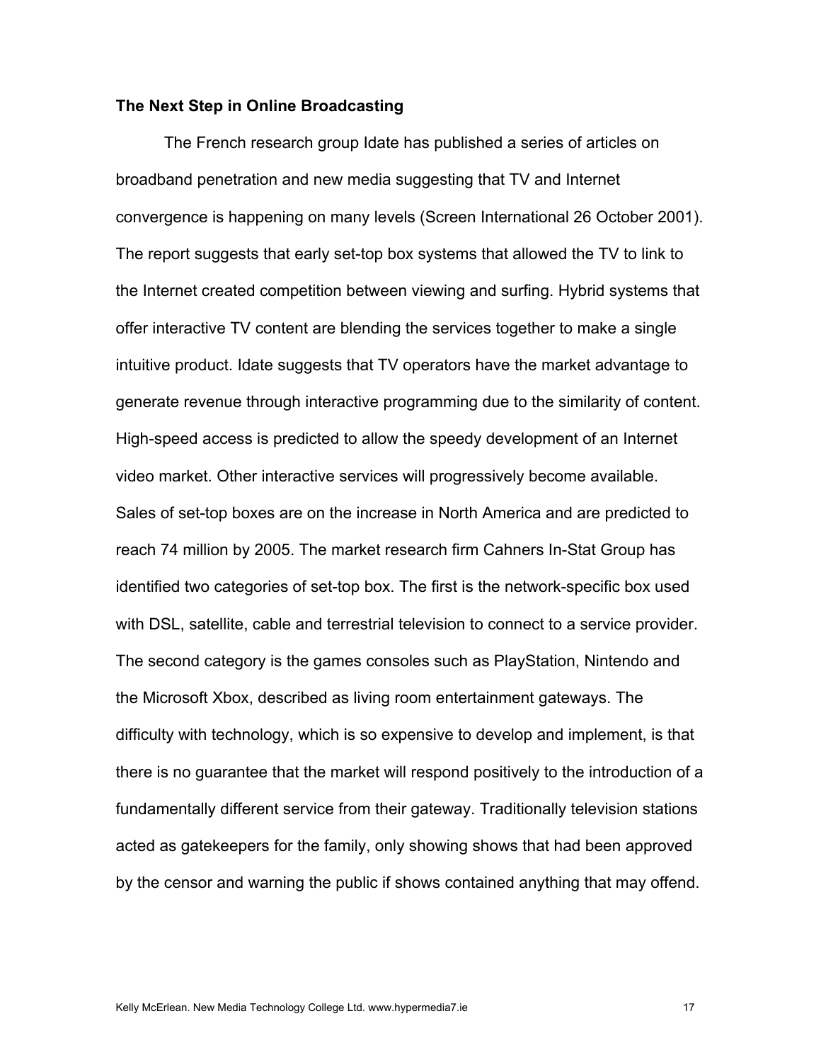**The Next Step in Online Broadcasting**

The French research group Idate has published a series of articles on broadband penetration and new media suggesting that TV and Internet convergence is happening on many levels (Screen International 26 October 2001). The report suggests that early set-top box systems that allowed the TV to link to the Internet created competition between viewing and surfing. Hybrid systems that offer interactive TV content are blending the services together to make a single intuitive product. Idate suggests that TV operators have the market advantage to generate revenue through interactive programming due to the similarity of content. High-speed access is predicted to allow the speedy development of an Internet video market. Other interactive services will progressively become available. Sales of set-top boxes are on the increase in North America and are predicted to reach 74 million by 2005. The market research firm Cahners In-Stat Group has identified two categories of set-top box. The first is the network-specific box used with DSL, satellite, cable and terrestrial television to connect to a service provider. The second category is the games consoles such as PlayStation, Nintendo and the Microsoft Xbox, described as living room entertainment gateways. The difficulty with technology, which is so expensive to develop and implement, is that there is no guarantee that the market will respond positively to the introduction of a fundamentally different service from their gateway. Traditionally television stations acted as gatekeepers for the family, only showing shows that had been approved by the censor and warning the public if shows contained anything that may offend.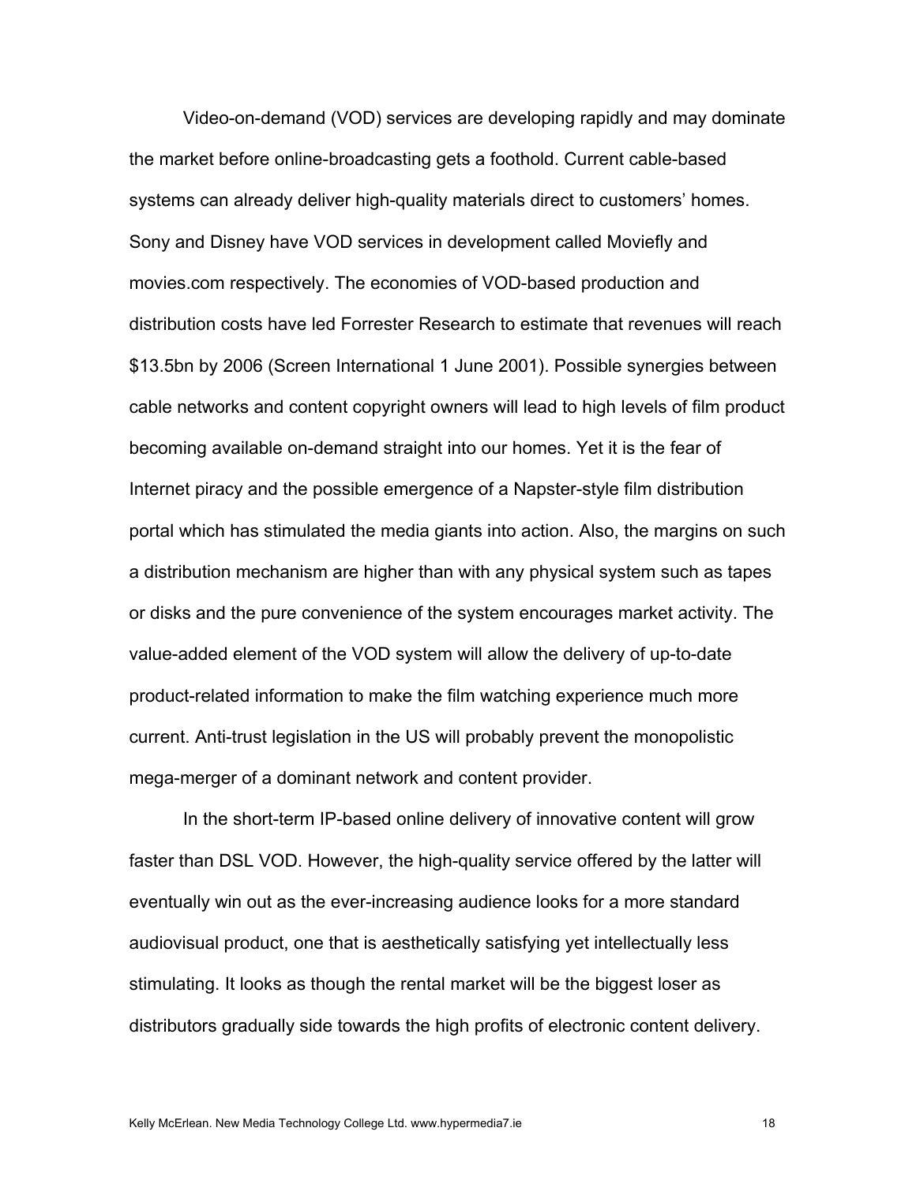Video-on-demand (VOD) services are developing rapidly and may dominate the market before online-broadcasting gets a foothold. Current cable-based systems can already deliver high-quality materials direct to customers' homes. Sony and Disney have VOD services in development called Moviefly and movies.com respectively. The economies of VOD-based production and distribution costs have led Forrester Research to estimate that revenues will reach $13.5bn by 2006 (Screen International 1 June 2001). Possible synergies between cable networks and content copyright owners will lead to high levels of film product becoming available on-demand straight into our homes. Yet it is the fear of Internet piracy and the possible emergence of a Napster-style film distribution portal which has stimulated the media giants into action. Also, the margins on such a distribution mechanism are higher than with any physical system such as tapes or disks and the pure convenience of the system encourages market activity. The value-added element of the VOD system will allow the delivery of up-to-date product-related information to make the film watching experience much more current. Anti-trust legislation in the US will probably prevent the monopolistic mega-merger of a dominant network and content provider.

In the short-term IP-based online delivery of innovative content will grow faster than DSL VOD. However, the high-quality service offered by the latter will eventually win out as the ever-increasing audience looks for a more standard audiovisual product, one that is aesthetically satisfying yet intellectually less stimulating. It looks as though the rental market will be the biggest loser as distributors gradually side towards the high profits of electronic content delivery.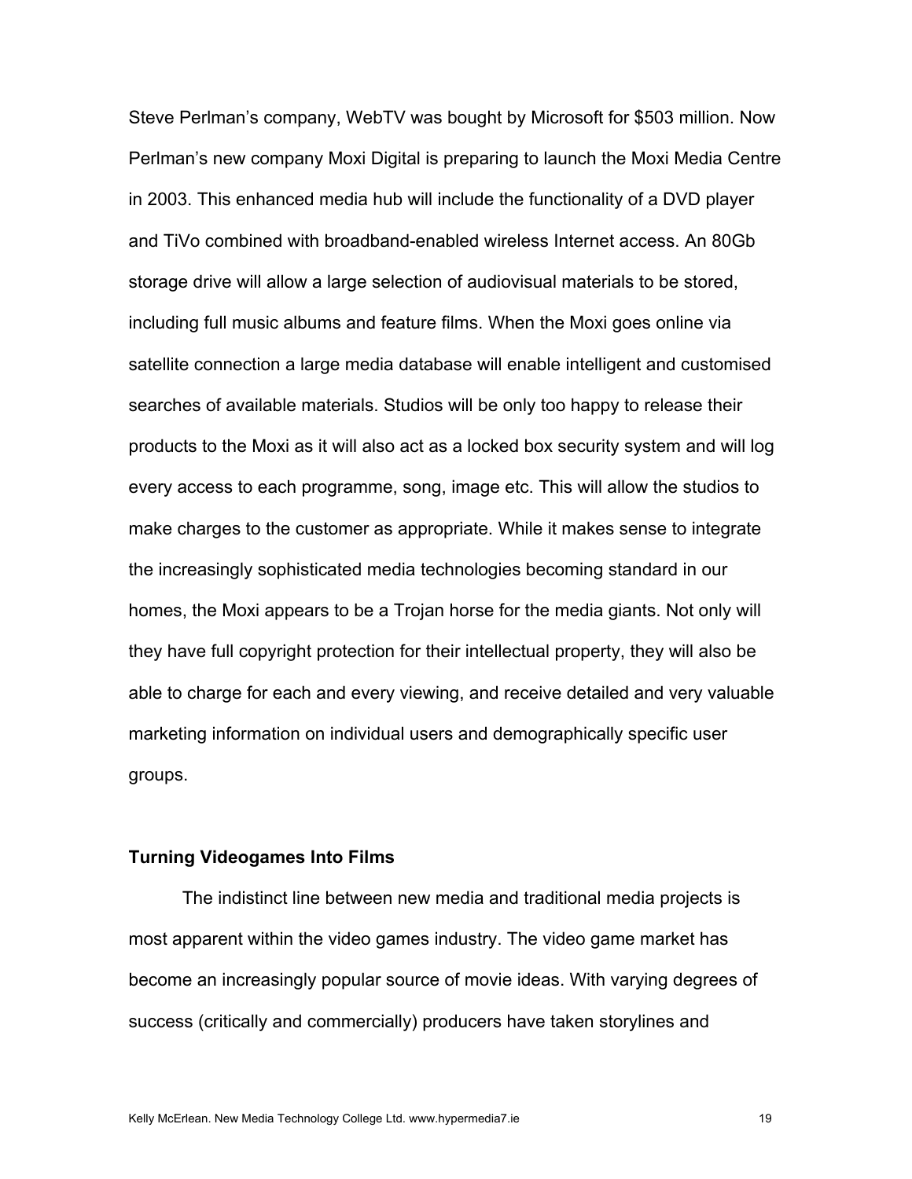Steve Perlman's company, WebTV was bought by Microsoft for $503 million. Now Perlman's new company Moxi Digital is preparing to launch the Moxi Media Centre in 2003. This enhanced media hub will include the functionality of a DVD player and TiVo combined with broadband-enabled wireless Internet access. An 80Gb storage drive will allow a large selection of audiovisual materials to be stored, including full music albums and feature films. When the Moxi goes online via satellite connection a large media database will enable intelligent and customised searches of available materials. Studios will be only too happy to release their products to the Moxi as it will also act as a locked box security system and will log every access to each programme, song, image etc. This will allow the studios to make charges to the customer as appropriate. While it makes sense to integrate the increasingly sophisticated media technologies becoming standard in our homes, the Moxi appears to be a Trojan horse for the media giants. Not only will they have full copyright protection for their intellectual property, they will also be able to charge for each and every viewing, and receive detailed and very valuable marketing information on individual users and demographically specific user groups.

**Turning Videogames Into Films**

The indistinct line between new media and traditional media projects is most apparent within the video games industry. The video game market has become an increasingly popular source of movie ideas. With varying degrees of success (critically and commercially) producers have taken storylines and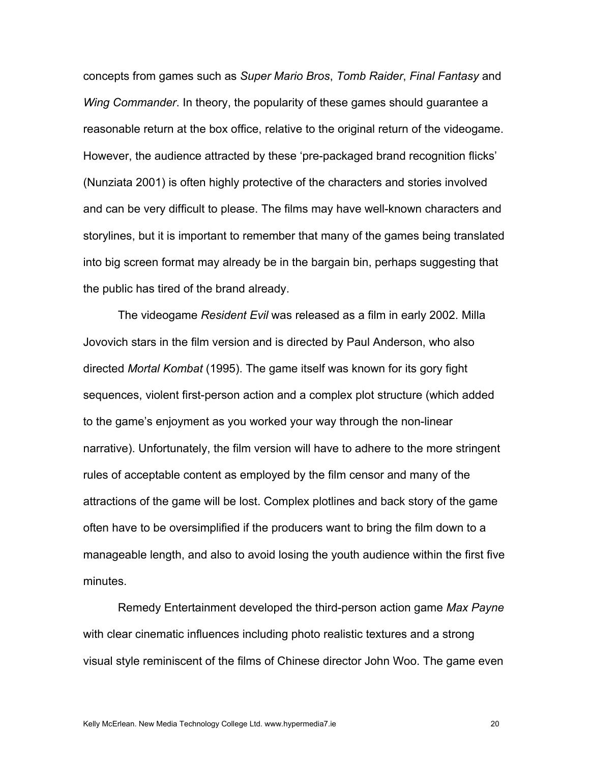concepts from games such as *Super Mario Bros*, *Tomb Raider*, *Final Fantasy* and *Wing Commander*. In theory, the popularity of these games should guarantee a reasonable return at the box office, relative to the original return of the videogame. However, the audience attracted by these 'pre-packaged brand recognition flicks' (Nunziata 2001) is often highly protective of the characters and stories involved and can be very difficult to please. The films may have well-known characters and storylines, but it is important to remember that many of the games being translated into big screen format may already be in the bargain bin, perhaps suggesting that the public has tired of the brand already.

The videogame *Resident Evil* was released as a film in early 2002. Milla Jovovich stars in the film version and is directed by Paul Anderson, who also directed *Mortal Kombat* (1995). The game itself was known for its gory fight sequences, violent first-person action and a complex plot structure (which added to the game's enjoyment as you worked your way through the non-linear narrative). Unfortunately, the film version will have to adhere to the more stringent rules of acceptable content as employed by the film censor and many of the attractions of the game will be lost. Complex plotlines and back story of the game often have to be oversimplified if the producers want to bring the film down to a manageable length, and also to avoid losing the youth audience within the first five minutes.

Remedy Entertainment developed the third-person action game *Max Payne* with clear cinematic influences including photo realistic textures and a strong visual style reminiscent of the films of Chinese director John Woo. The game even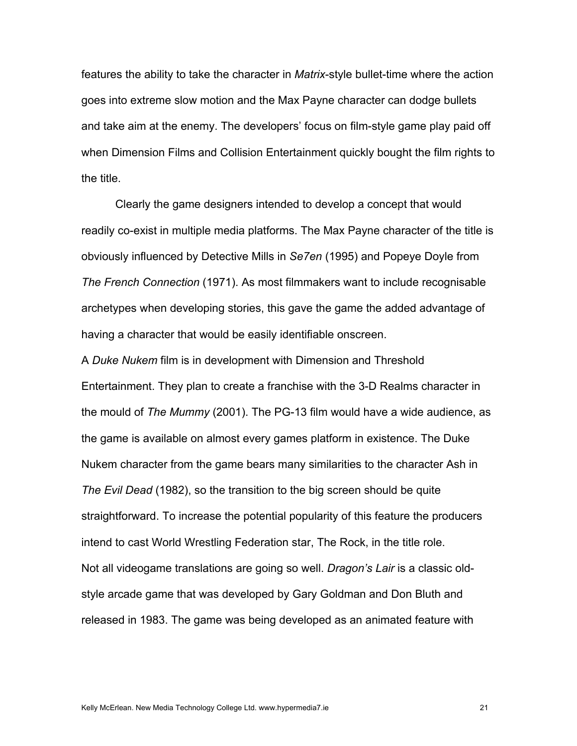features the ability to take the character in *Matrix*-style bullet-time where the action goes into extreme slow motion and the Max Payne character can dodge bullets and take aim at the enemy. The developers' focus on film-style game play paid off when Dimension Films and Collision Entertainment quickly bought the film rights to the title.

Clearly the game designers intended to develop a concept that would readily co-exist in multiple media platforms. The Max Payne character of the title is obviously influenced by Detective Mills in *Se7en* (1995) and Popeye Doyle from *The French Connection* (1971). As most filmmakers want to include recognisable archetypes when developing stories, this gave the game the added advantage of having a character that would be easily identifiable onscreen.

A *Duke Nukem* film is in development with Dimension and Threshold Entertainment. They plan to create a franchise with the 3-D Realms character in the mould of *The Mummy* (2001). The PG-13 film would have a wide audience, as the game is available on almost every games platform in existence. The Duke Nukem character from the game bears many similarities to the character Ash in *The Evil Dead* (1982), so the transition to the big screen should be quite straightforward. To increase the potential popularity of this feature the producers intend to cast World Wrestling Federation star, The Rock, in the title role.

Not all videogame translations are going so well. *Dragon's Lair* is a classic old-style arcade game that was developed by Gary Goldman and Don Bluth and released in 1983. The game was being developed as an animated feature with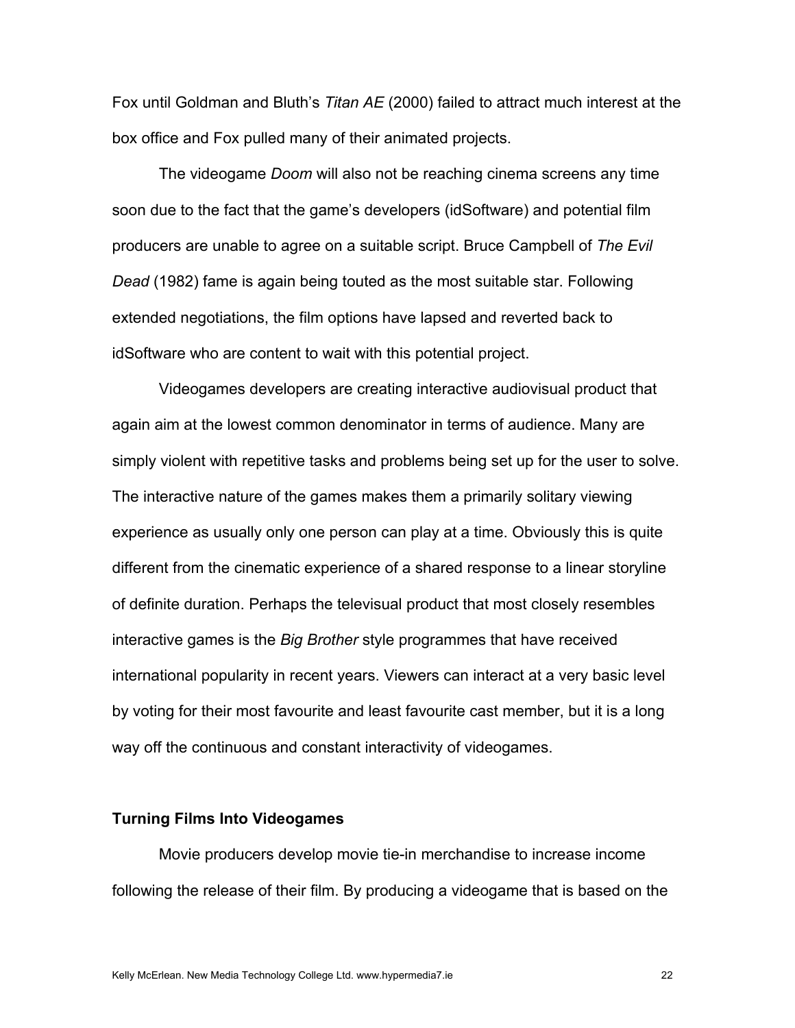Fox until Goldman and Bluth's *Titan AE* (2000) failed to attract much interest at the box office and Fox pulled many of their animated projects.

The videogame *Doom* will also not be reaching cinema screens any time soon due to the fact that the game's developers (idSoftware) and potential film producers are unable to agree on a suitable script. Bruce Campbell of *The Evil Dead* (1982) fame is again being touted as the most suitable star. Following extended negotiations, the film options have lapsed and reverted back to idSoftware who are content to wait with this potential project.

Videogames developers are creating interactive audiovisual product that again aim at the lowest common denominator in terms of audience. Many are simply violent with repetitive tasks and problems being set up for the user to solve. The interactive nature of the games makes them a primarily solitary viewing experience as usually only one person can play at a time. Obviously this is quite different from the cinematic experience of a shared response to a linear storyline of definite duration. Perhaps the televisual product that most closely resembles interactive games is the *Big Brother* style programmes that have received international popularity in recent years. Viewers can interact at a very basic level by voting for their most favourite and least favourite cast member, but it is a long way off the continuous and constant interactivity of videogames.

**Turning Films Into Videogames**

Movie producers develop movie tie-in merchandise to increase income following the release of their film. By producing a videogame that is based on the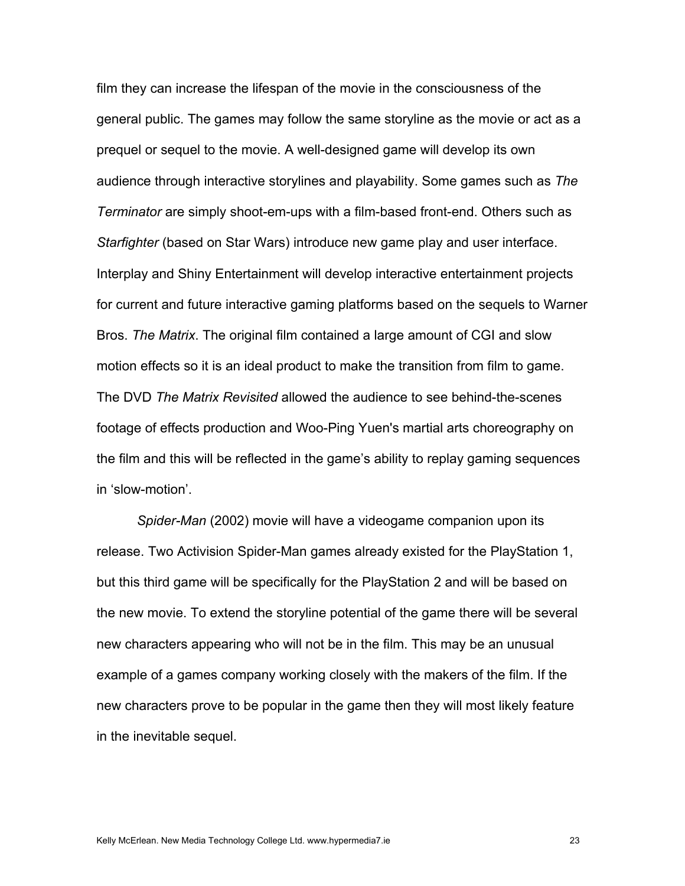film they can increase the lifespan of the movie in the consciousness of the general public. The games may follow the same storyline as the movie or act as a prequel or sequel to the movie. A well-designed game will develop its own audience through interactive storylines and playability. Some games such as *The Terminator* are simply shoot-em-ups with a film-based front-end. Others such as *Starfighter* (based on Star Wars) introduce new game play and user interface. Interplay and Shiny Entertainment will develop interactive entertainment projects for current and future interactive gaming platforms based on the sequels to Warner Bros. *The Matrix*. The original film contained a large amount of CGI and slow motion effects so it is an ideal product to make the transition from film to game. The DVD *The Matrix Revisited* allowed the audience to see behind-the-scenes footage of effects production and Woo-Ping Yuen's martial arts choreography on the film and this will be reflected in the game's ability to replay gaming sequences in 'slow-motion'.

*Spider-Man* (2002) movie will have a videogame companion upon its release. Two Activision Spider-Man games already existed for the PlayStation 1, but this third game will be specifically for the PlayStation 2 and will be based on the new movie. To extend the storyline potential of the game there will be several new characters appearing who will not be in the film. This may be an unusual example of a games company working closely with the makers of the film. If the new characters prove to be popular in the game then they will most likely feature in the inevitable sequel.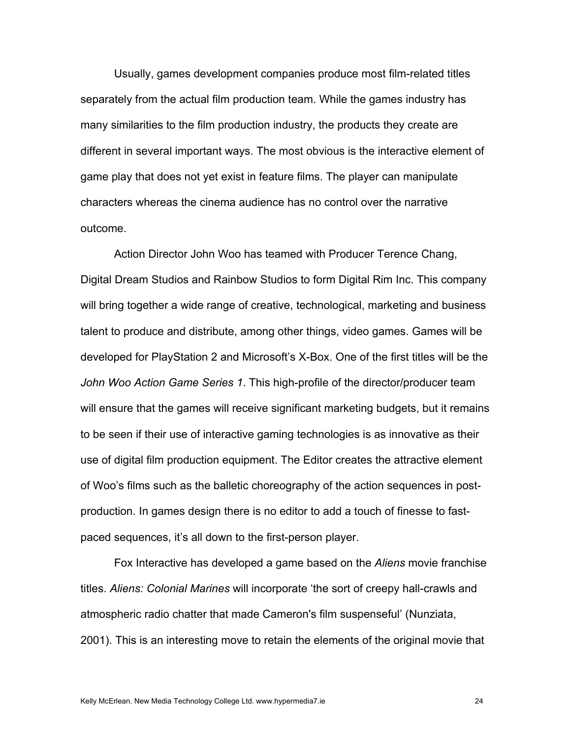Usually, games development companies produce most film-related titles separately from the actual film production team. While the games industry has many similarities to the film production industry, the products they create are different in several important ways. The most obvious is the interactive element of game play that does not yet exist in feature films. The player can manipulate characters whereas the cinema audience has no control over the narrative outcome.

Action Director John Woo has teamed with Producer Terence Chang, Digital Dream Studios and Rainbow Studios to form Digital Rim Inc. This company will bring together a wide range of creative, technological, marketing and business talent to produce and distribute, among other things, video games. Games will be developed for PlayStation 2 and Microsoft's X-Box. One of the first titles will be the *John Woo Action Game Series 1*. This high-profile of the director/producer team will ensure that the games will receive significant marketing budgets, but it remains to be seen if their use of interactive gaming technologies is as innovative as their use of digital film production equipment. The Editor creates the attractive element of Woo's films such as the balletic choreography of the action sequences in post-production. In games design there is no editor to add a touch of finesse to fast-paced sequences, it's all down to the first-person player.

Fox Interactive has developed a game based on the *Aliens* movie franchise titles. *Aliens: Colonial Marines* will incorporate 'the sort of creepy hall-crawls and atmospheric radio chatter that made Cameron's film suspenseful' (Nunziata, 2001). This is an interesting move to retain the elements of the original movie that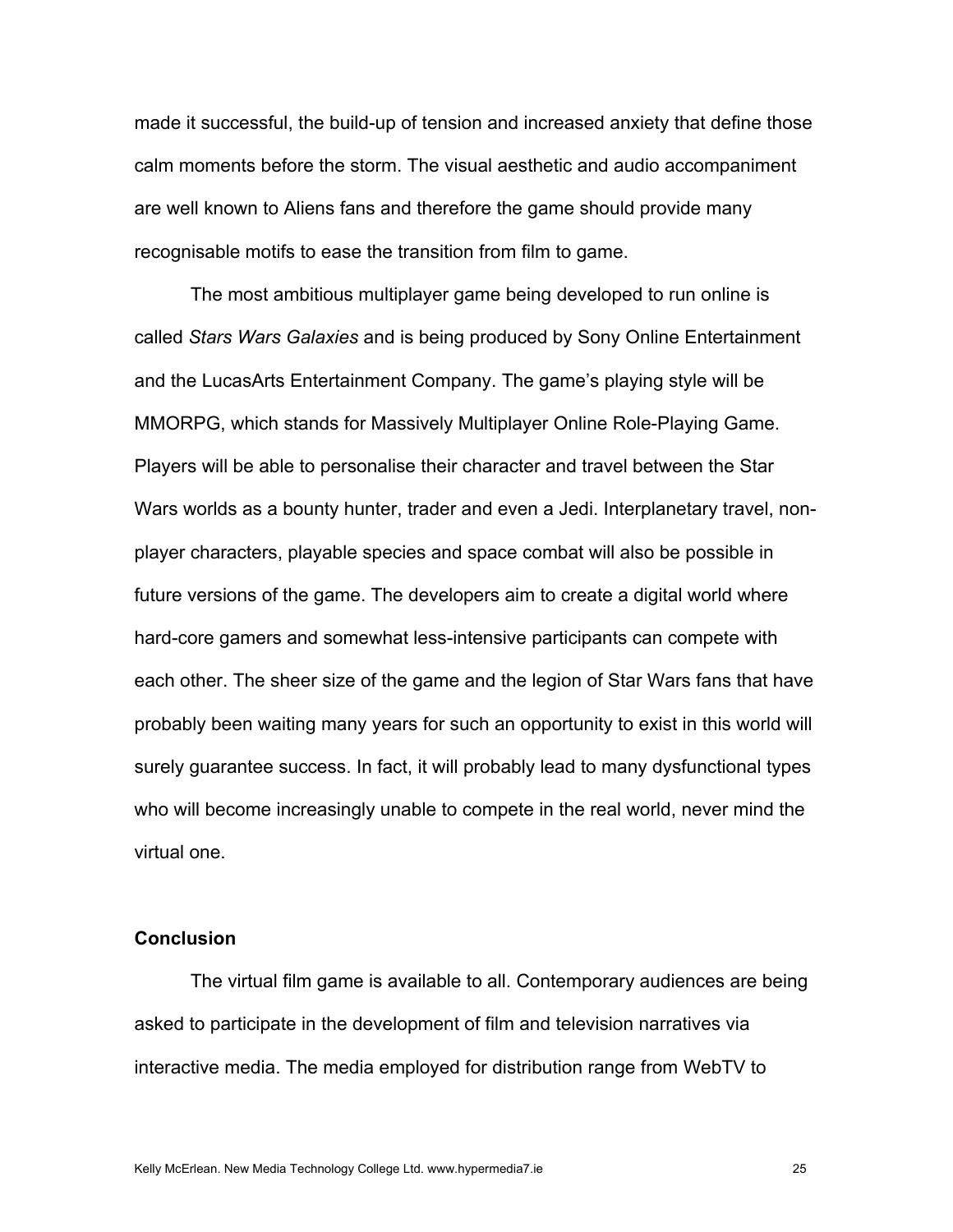made it successful, the build-up of tension and increased anxiety that define those calm moments before the storm. The visual aesthetic and audio accompaniment are well known to Aliens fans and therefore the game should provide many recognisable motifs to ease the transition from film to game.

The most ambitious multiplayer game being developed to run online is called *Stars Wars Galaxies* and is being produced by Sony Online Entertainment and the LucasArts Entertainment Company. The game's playing style will be MMORPG, which stands for Massively Multiplayer Online Role-Playing Game. Players will be able to personalise their character and travel between the Star Wars worlds as a bounty hunter, trader and even a Jedi. Interplanetary travel, non-player characters, playable species and space combat will also be possible in future versions of the game. The developers aim to create a digital world where hard-core gamers and somewhat less-intensive participants can compete with each other. The sheer size of the game and the legion of Star Wars fans that have probably been waiting many years for such an opportunity to exist in this world will surely guarantee success. In fact, it will probably lead to many dysfunctional types who will become increasingly unable to compete in the real world, never mind the virtual one.

## Conclusion

The virtual film game is available to all. Contemporary audiences are being asked to participate in the development of film and television narratives via interactive media. The media employed for distribution range from WebTV to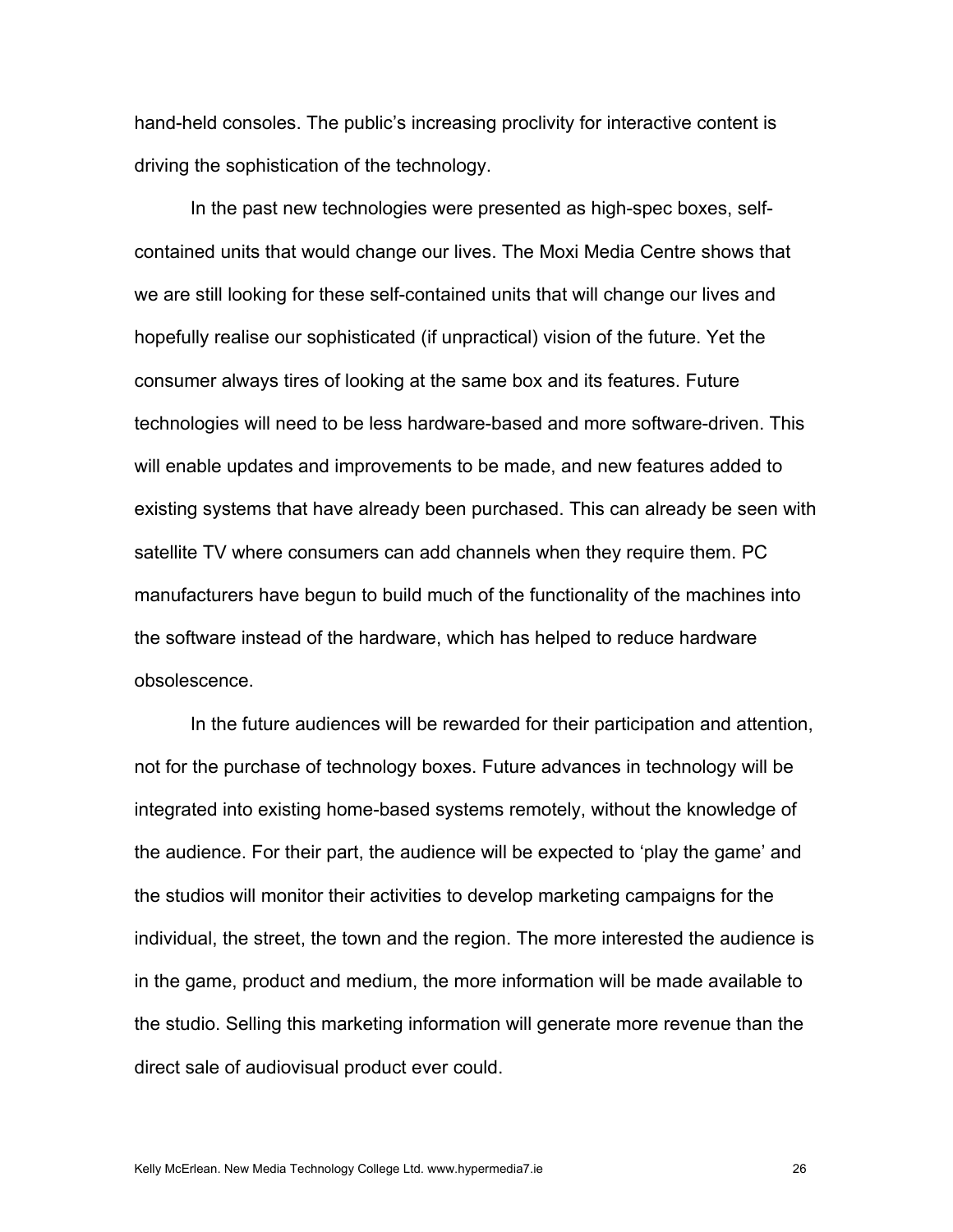hand-held consoles. The public's increasing proclivity for interactive content is driving the sophistication of the technology.

In the past new technologies were presented as high-spec boxes, self-contained units that would change our lives. The Moxi Media Centre shows that we are still looking for these self-contained units that will change our lives and hopefully realise our sophisticated (if unpractical) vision of the future. Yet the consumer always tires of looking at the same box and its features. Future technologies will need to be less hardware-based and more software-driven. This will enable updates and improvements to be made, and new features added to existing systems that have already been purchased. This can already be seen with satellite TV where consumers can add channels when they require them. PC manufacturers have begun to build much of the functionality of the machines into the software instead of the hardware, which has helped to reduce hardware obsolescence.

In the future audiences will be rewarded for their participation and attention, not for the purchase of technology boxes. Future advances in technology will be integrated into existing home-based systems remotely, without the knowledge of the audience. For their part, the audience will be expected to 'play the game' and the studios will monitor their activities to develop marketing campaigns for the individual, the street, the town and the region. The more interested the audience is in the game, product and medium, the more information will be made available to the studio. Selling this marketing information will generate more revenue than the direct sale of audiovisual product ever could.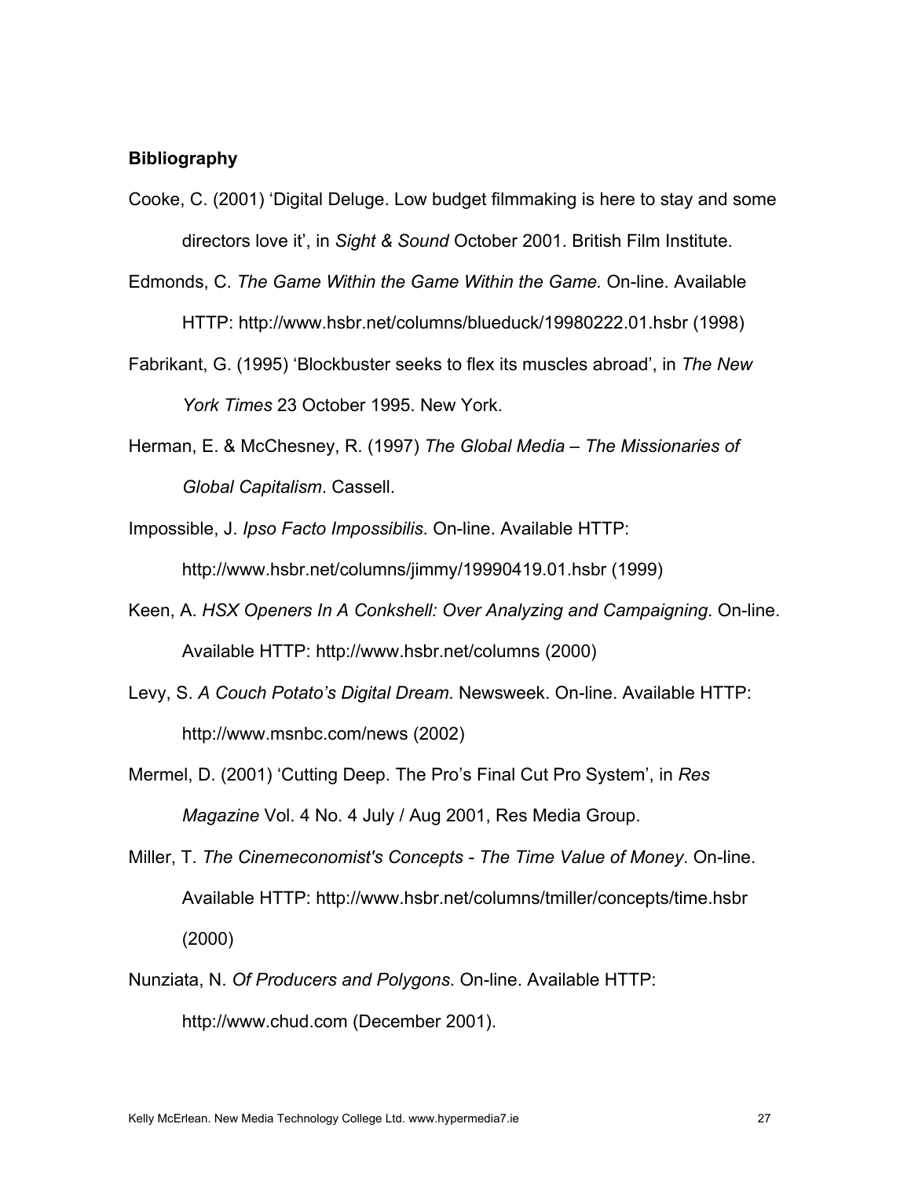**Bibliography**

Cooke, C. (2001) 'Digital Deluge. Low budget filmmaking is here to stay and some directors love it', in *Sight & Sound* October 2001. British Film Institute.

Edmonds, C. *The Game Within the Game Within the Game*. On-line. Available HTTP: http://www.hsbr.net/columns/blueduck/19980222.01.hsbr (1998)

Fabrikant, G. (1995) 'Blockbuster seeks to flex its muscles abroad', in *The New York Times* 23 October 1995. New York.

Herman, E. & McChesney, R. (1997) *The Global Media – The Missionaries of Global Capitalism*. Cassell.

Impossible, J. *Ipso Facto Impossibilis*. On-line. Available HTTP: http://www.hsbr.net/columns/jimmy/19990419.01.hsbr (1999)

Keen, A. *HSX Openers In A Conkshell: Over Analyzing and Campaigning*. On-line. Available HTTP: http://www.hsbr.net/columns (2000)

Levy, S. *A Couch Potato's Digital Dream*. Newsweek. On-line. Available HTTP: http://www.msnbc.com/news (2002)

Mermel, D. (2001) 'Cutting Deep. The Pro's Final Cut Pro System', in *Res Magazine* Vol. 4 No. 4 July / Aug 2001, Res Media Group.

Miller, T. *The Cinemeconomist's Concepts - The Time Value of Money*. On-line. Available HTTP: http://www.hsbr.net/columns/tmiller/concepts/time.hsbr (2000)

Nunziata, N. *Of Producers and Polygons*. On-line. Available HTTP: http://www.chud.com (December 2001).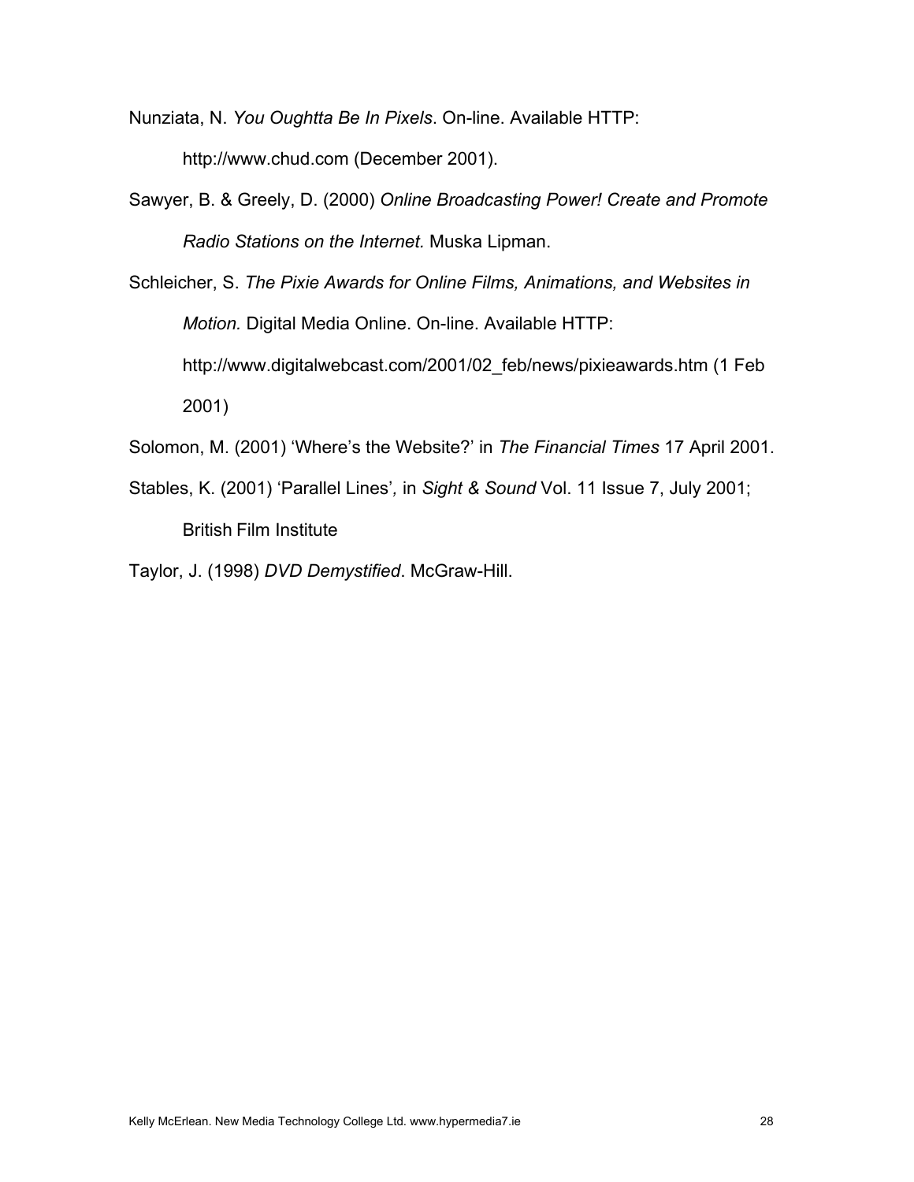Nunziata, N. *You Oughtta Be In Pixels*. On-line. Available HTTP: http://www.chud.com (December 2001).

Sawyer, B. & Greely, D. (2000) *Online Broadcasting Power! Create and Promote Radio Stations on the Internet.* Muska Lipman.

Schleicher, S. *The Pixie Awards for Online Films, Animations, and Websites in Motion.* Digital Media Online. On-line. Available HTTP: http://www.digitalwebcast.com/2001/02_feb/news/pixieawards.htm (1 Feb 2001)

Solomon, M. (2001) 'Where's the Website?' in *The Financial Times* 17 April 2001.

Stables, K. (2001) 'Parallel Lines', in *Sight & Sound* Vol. 11 Issue 7, July 2001; British Film Institute

Taylor, J. (1998) *DVD Demystified*. McGraw-Hill.